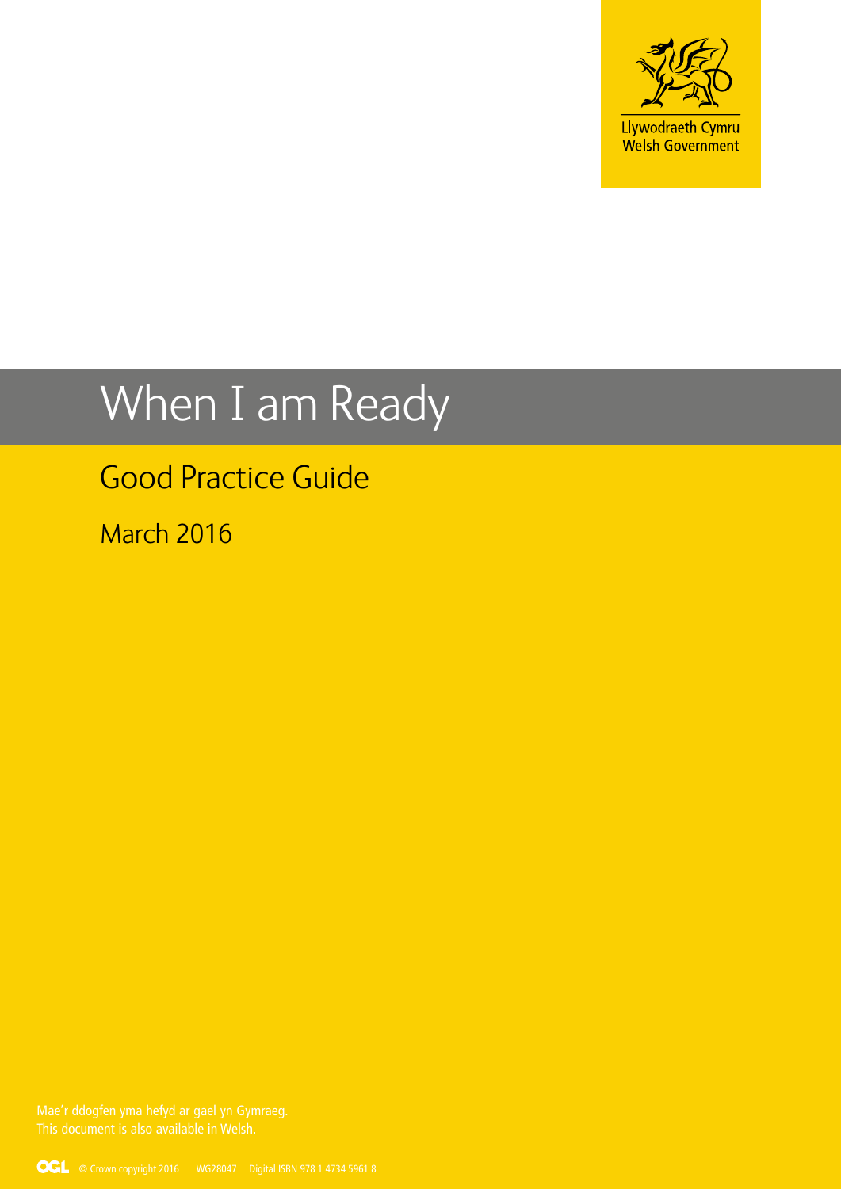Llywodraeth Cymru
Welsh Government

# When I am Ready

## Good Practice Guide

March 2016

Mae'r ddogfen yma hefyd ar gael yn Gymraeg.
This document is also available in Welsh.

© Crown copyright 2016 WG28047 Digital ISBN 978 1 4734 5961 8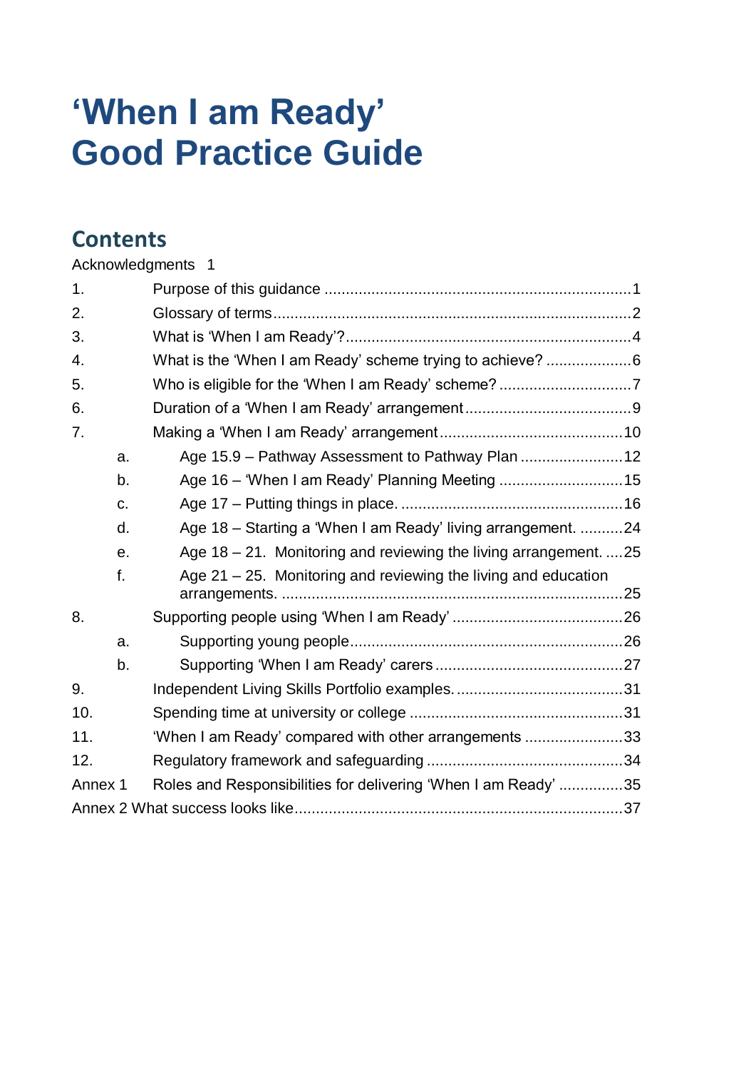# 'When I am Ready' Good Practice Guide

## Contents

Acknowledgments 1

1. Purpose of this guidance ....................................................................1
2. Glossary of terms ...............................................................................2
3. What is 'When I am Ready'? ................................................................4
4. What is the 'When I am Ready' scheme trying to achieve? ....................6
5. Who is eligible for the 'When I am Ready' scheme? ...............................7
6. Duration of a 'When I am Ready' arrangement ......................................9
7. Making a 'When I am Ready' arrangement .........................................10
   - a. Age 15.9 – Pathway Assessment to Pathway Plan ........................12
   - b. Age 16 – 'When I am Ready' Planning Meeting .............................15
   - c. Age 17 – Putting things in place. ..................................................16
   - d. Age 18 – Starting a 'When I am Ready' living arrangement. ..........24
   - e. Age 18 – 21. Monitoring and reviewing the living arrangement. ....25
   - f. Age 21 – 25. Monitoring and reviewing the living and education arrangements. .........................................................................25
8. Supporting people using 'When I am Ready' ........................................26
   - a. Supporting young people ..............................................................26
   - b. Supporting 'When I am Ready' carers ...........................................27
9. Independent Living Skills Portfolio examples. .......................................31
10. Spending time at university or college ................................................31
11. 'When I am Ready' compared with other arrangements .......................33
12. Regulatory framework and safeguarding .............................................34

Annex 1 Roles and Responsibilities for delivering 'When I am Ready' ...............35

Annex 2 What success looks like ..........................................................................37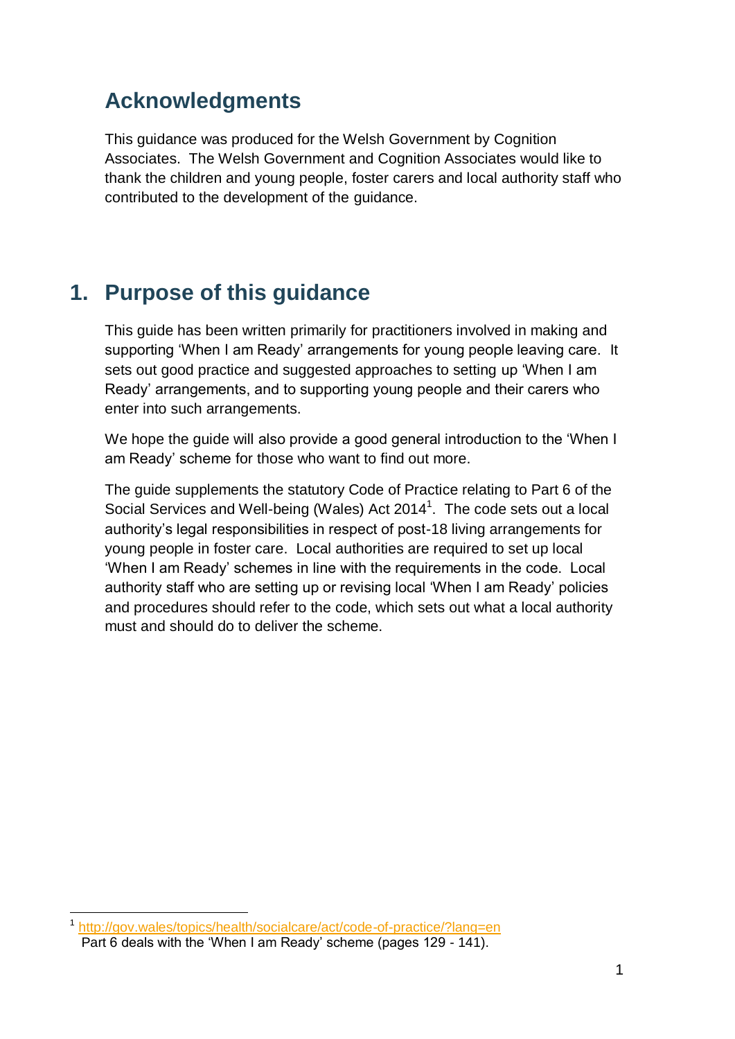## Acknowledgments

This guidance was produced for the Welsh Government by Cognition Associates. The Welsh Government and Cognition Associates would like to thank the children and young people, foster carers and local authority staff who contributed to the development of the guidance.

## 1. Purpose of this guidance

This guide has been written primarily for practitioners involved in making and supporting 'When I am Ready' arrangements for young people leaving care. It sets out good practice and suggested approaches to setting up 'When I am Ready' arrangements, and to supporting young people and their carers who enter into such arrangements.

We hope the guide will also provide a good general introduction to the 'When I am Ready' scheme for those who want to find out more.

The guide supplements the statutory Code of Practice relating to Part 6 of the Social Services and Well-being (Wales) Act 2014[1]. The code sets out a local authority's legal responsibilities in respect of post-18 living arrangements for young people in foster care. Local authorities are required to set up local 'When I am Ready' schemes in line with the requirements in the code. Local authority staff who are setting up or revising local 'When I am Ready' policies and procedures should refer to the code, which sets out what a local authority must and should do to deliver the scheme.

---

[1] http://gov.wales/topics/health/socialcare/act/code-of-practice/?lang=en
Part 6 deals with the 'When I am Ready' scheme (pages 129 - 141).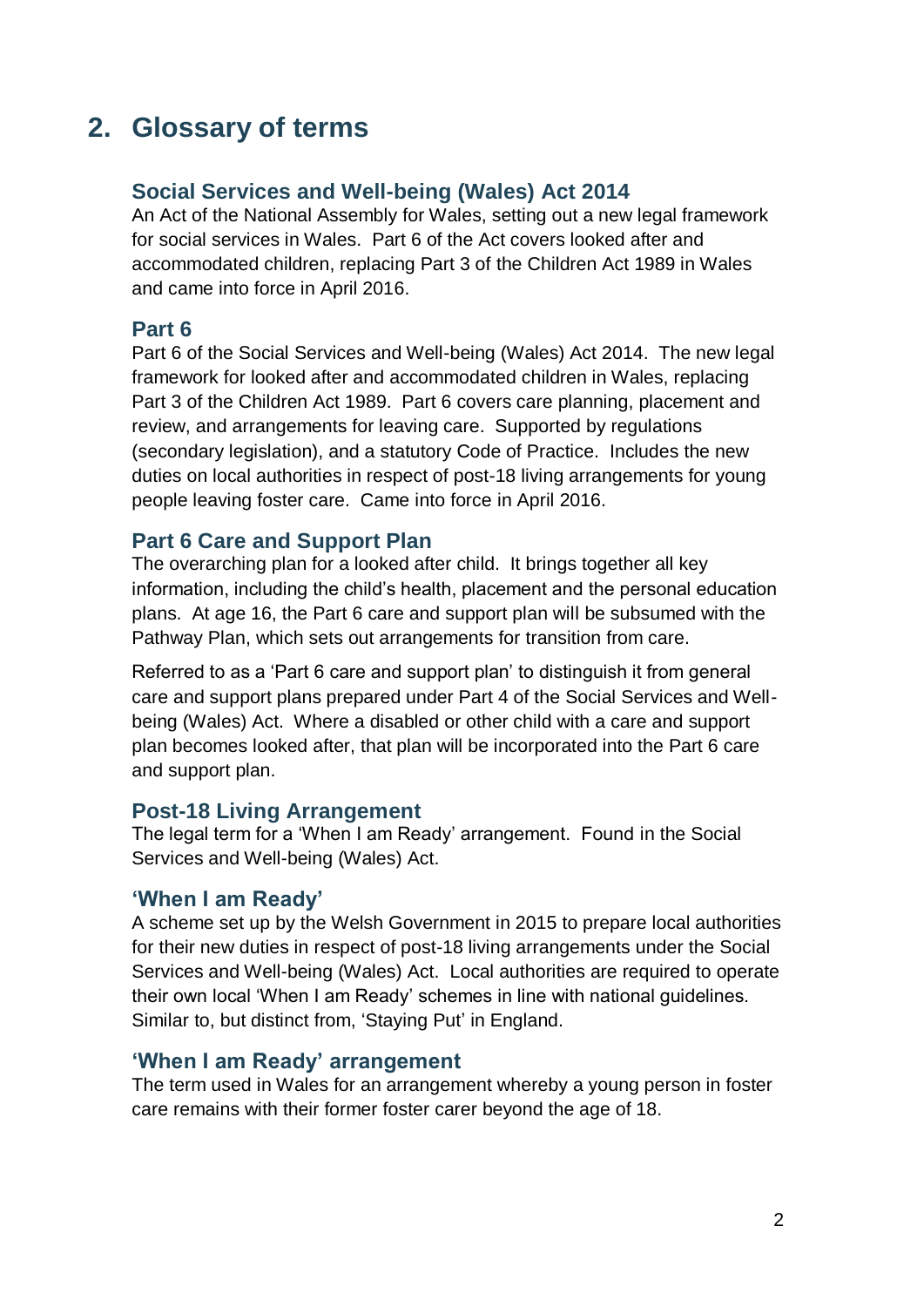# 2. Glossary of terms

### Social Services and Well-being (Wales) Act 2014

An Act of the National Assembly for Wales, setting out a new legal framework for social services in Wales. Part 6 of the Act covers looked after and accommodated children, replacing Part 3 of the Children Act 1989 in Wales and came into force in April 2016.

### Part 6

Part 6 of the Social Services and Well-being (Wales) Act 2014. The new legal framework for looked after and accommodated children in Wales, replacing Part 3 of the Children Act 1989. Part 6 covers care planning, placement and review, and arrangements for leaving care. Supported by regulations (secondary legislation), and a statutory Code of Practice. Includes the new duties on local authorities in respect of post-18 living arrangements for young people leaving foster care. Came into force in April 2016.

### Part 6 Care and Support Plan

The overarching plan for a looked after child. It brings together all key information, including the child's health, placement and the personal education plans. At age 16, the Part 6 care and support plan will be subsumed with the Pathway Plan, which sets out arrangements for transition from care.

Referred to as a 'Part 6 care and support plan' to distinguish it from general care and support plans prepared under Part 4 of the Social Services and Well-being (Wales) Act. Where a disabled or other child with a care and support plan becomes looked after, that plan will be incorporated into the Part 6 care and support plan.

### Post-18 Living Arrangement

The legal term for a 'When I am Ready' arrangement. Found in the Social Services and Well-being (Wales) Act.

### 'When I am Ready'

A scheme set up by the Welsh Government in 2015 to prepare local authorities for their new duties in respect of post-18 living arrangements under the Social Services and Well-being (Wales) Act. Local authorities are required to operate their own local 'When I am Ready' schemes in line with national guidelines. Similar to, but distinct from, 'Staying Put' in England.

### 'When I am Ready' arrangement

The term used in Wales for an arrangement whereby a young person in foster care remains with their former foster carer beyond the age of 18.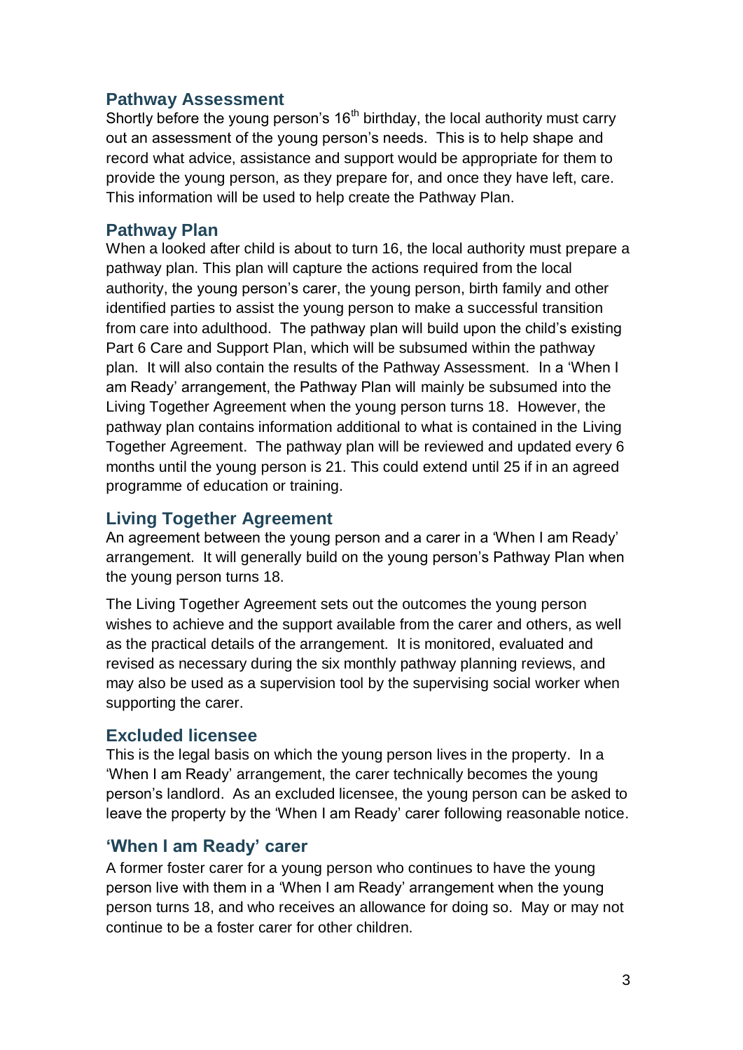## Pathway Assessment

Shortly before the young person's 16th birthday, the local authority must carry out an assessment of the young person's needs. This is to help shape and record what advice, assistance and support would be appropriate for them to provide the young person, as they prepare for, and once they have left, care. This information will be used to help create the Pathway Plan.

## Pathway Plan

When a looked after child is about to turn 16, the local authority must prepare a pathway plan. This plan will capture the actions required from the local authority, the young person's carer, the young person, birth family and other identified parties to assist the young person to make a successful transition from care into adulthood. The pathway plan will build upon the child's existing Part 6 Care and Support Plan, which will be subsumed within the pathway plan. It will also contain the results of the Pathway Assessment. In a 'When I am Ready' arrangement, the Pathway Plan will mainly be subsumed into the Living Together Agreement when the young person turns 18. However, the pathway plan contains information additional to what is contained in the Living Together Agreement. The pathway plan will be reviewed and updated every 6 months until the young person is 21. This could extend until 25 if in an agreed programme of education or training.

## Living Together Agreement

An agreement between the young person and a carer in a 'When I am Ready' arrangement. It will generally build on the young person's Pathway Plan when the young person turns 18.

The Living Together Agreement sets out the outcomes the young person wishes to achieve and the support available from the carer and others, as well as the practical details of the arrangement. It is monitored, evaluated and revised as necessary during the six monthly pathway planning reviews, and may also be used as a supervision tool by the supervising social worker when supporting the carer.

## Excluded licensee

This is the legal basis on which the young person lives in the property. In a 'When I am Ready' arrangement, the carer technically becomes the young person's landlord. As an excluded licensee, the young person can be asked to leave the property by the 'When I am Ready' carer following reasonable notice.

## 'When I am Ready' carer

A former foster carer for a young person who continues to have the young person live with them in a 'When I am Ready' arrangement when the young person turns 18, and who receives an allowance for doing so. May or may not continue to be a foster carer for other children.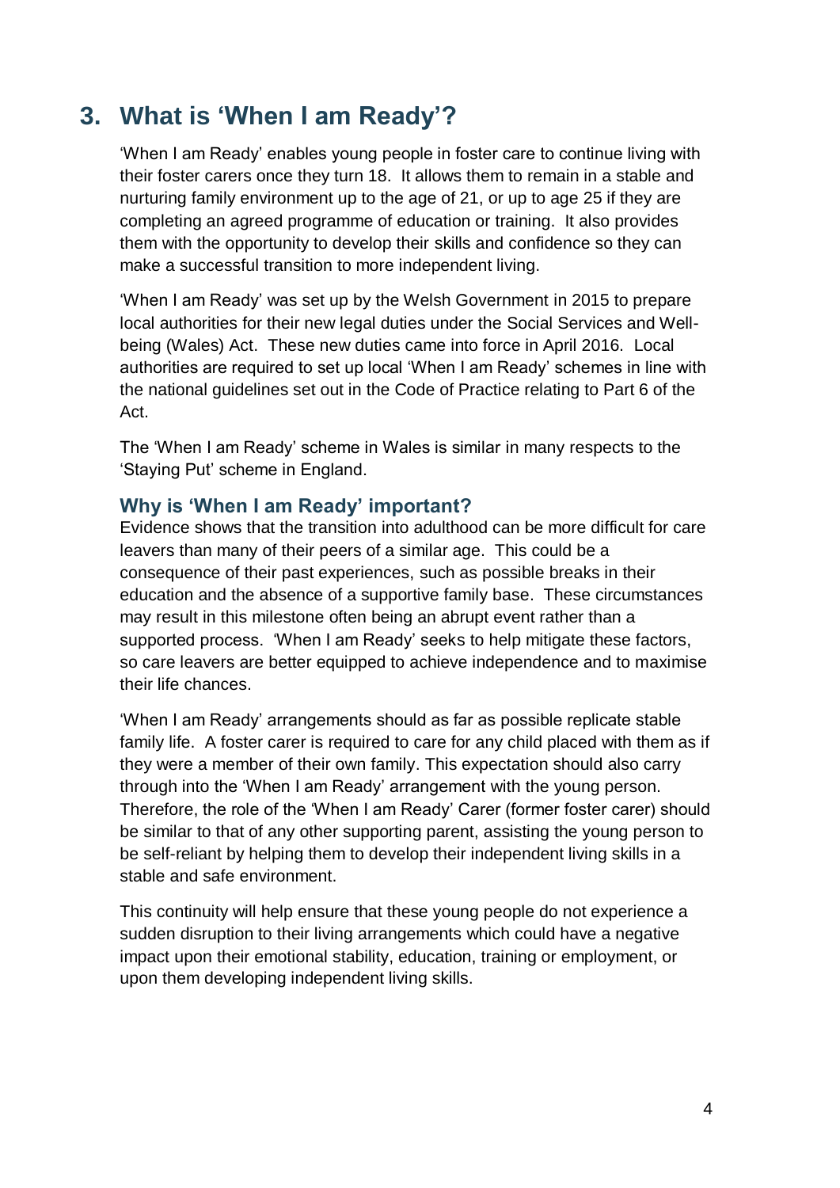# 3. What is 'When I am Ready'?

'When I am Ready' enables young people in foster care to continue living with their foster carers once they turn 18. It allows them to remain in a stable and nurturing family environment up to the age of 21, or up to age 25 if they are completing an agreed programme of education or training. It also provides them with the opportunity to develop their skills and confidence so they can make a successful transition to more independent living.

'When I am Ready' was set up by the Welsh Government in 2015 to prepare local authorities for their new legal duties under the Social Services and Well-being (Wales) Act. These new duties came into force in April 2016. Local authorities are required to set up local 'When I am Ready' schemes in line with the national guidelines set out in the Code of Practice relating to Part 6 of the Act.

The 'When I am Ready' scheme in Wales is similar in many respects to the 'Staying Put' scheme in England.

## Why is 'When I am Ready' important?

Evidence shows that the transition into adulthood can be more difficult for care leavers than many of their peers of a similar age. This could be a consequence of their past experiences, such as possible breaks in their education and the absence of a supportive family base. These circumstances may result in this milestone often being an abrupt event rather than a supported process. 'When I am Ready' seeks to help mitigate these factors, so care leavers are better equipped to achieve independence and to maximise their life chances.

'When I am Ready' arrangements should as far as possible replicate stable family life. A foster carer is required to care for any child placed with them as if they were a member of their own family. This expectation should also carry through into the 'When I am Ready' arrangement with the young person. Therefore, the role of the 'When I am Ready' Carer (former foster carer) should be similar to that of any other supporting parent, assisting the young person to be self-reliant by helping them to develop their independent living skills in a stable and safe environment.

This continuity will help ensure that these young people do not experience a sudden disruption to their living arrangements which could have a negative impact upon their emotional stability, education, training or employment, or upon them developing independent living skills.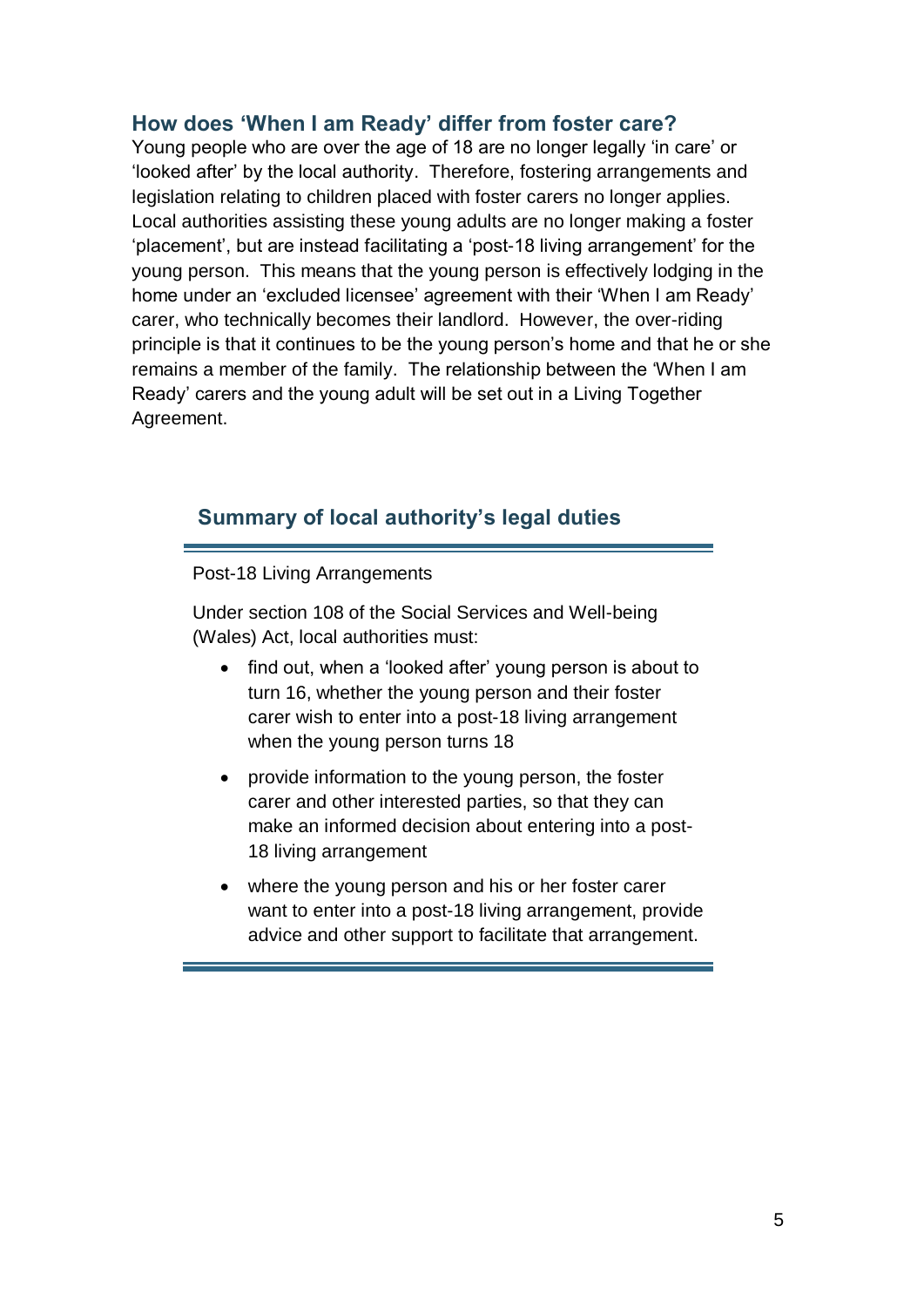## How does ‘When I am Ready’ differ from foster care?

Young people who are over the age of 18 are no longer legally ‘in care’ or ‘looked after’ by the local authority. Therefore, fostering arrangements and legislation relating to children placed with foster carers no longer applies. Local authorities assisting these young adults are no longer making a foster ‘placement’, but are instead facilitating a ‘post-18 living arrangement’ for the young person. This means that the young person is effectively lodging in the home under an ‘excluded licensee’ agreement with their ‘When I am Ready’ carer, who technically becomes their landlord. However, the over-riding principle is that it continues to be the young person’s home and that he or she remains a member of the family. The relationship between the ‘When I am Ready’ carers and the young adult will be set out in a Living Together Agreement.

## Summary of local authority’s legal duties

Post-18 Living Arrangements

Under section 108 of the Social Services and Well-being (Wales) Act, local authorities must:

- find out, when a ‘looked after’ young person is about to turn 16, whether the young person and their foster carer wish to enter into a post-18 living arrangement when the young person turns 18
- provide information to the young person, the foster carer and other interested parties, so that they can make an informed decision about entering into a post-18 living arrangement
- where the young person and his or her foster carer want to enter into a post-18 living arrangement, provide advice and other support to facilitate that arrangement.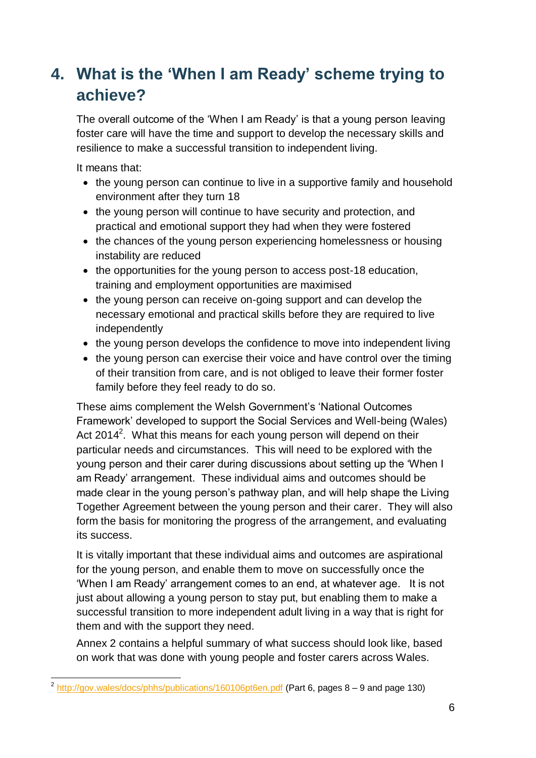# 4. What is the 'When I am Ready' scheme trying to achieve?

The overall outcome of the 'When I am Ready' is that a young person leaving foster care will have the time and support to develop the necessary skills and resilience to make a successful transition to independent living.

It means that:

- the young person can continue to live in a supportive family and household environment after they turn 18
- the young person will continue to have security and protection, and practical and emotional support they had when they were fostered
- the chances of the young person experiencing homelessness or housing instability are reduced
- the opportunities for the young person to access post-18 education, training and employment opportunities are maximised
- the young person can receive on-going support and can develop the necessary emotional and practical skills before they are required to live independently
- the young person develops the confidence to move into independent living
- the young person can exercise their voice and have control over the timing of their transition from care, and is not obliged to leave their former foster family before they feel ready to do so.

These aims complement the Welsh Government's 'National Outcomes Framework' developed to support the Social Services and Well-being (Wales) Act 2014[2]. What this means for each young person will depend on their particular needs and circumstances. This will need to be explored with the young person and their carer during discussions about setting up the 'When I am Ready' arrangement. These individual aims and outcomes should be made clear in the young person's pathway plan, and will help shape the Living Together Agreement between the young person and their carer. They will also form the basis for monitoring the progress of the arrangement, and evaluating its success.

It is vitally important that these individual aims and outcomes are aspirational for the young person, and enable them to move on successfully once the 'When I am Ready' arrangement comes to an end, at whatever age. It is not just about allowing a young person to stay put, but enabling them to make a successful transition to more independent adult living in a way that is right for them and with the support they need.

Annex 2 contains a helpful summary of what success should look like, based on work that was done with young people and foster carers across Wales.

---

[2] http://gov.wales/docs/phhs/publications/160106pt6en.pdf (Part 6, pages 8 – 9 and page 130)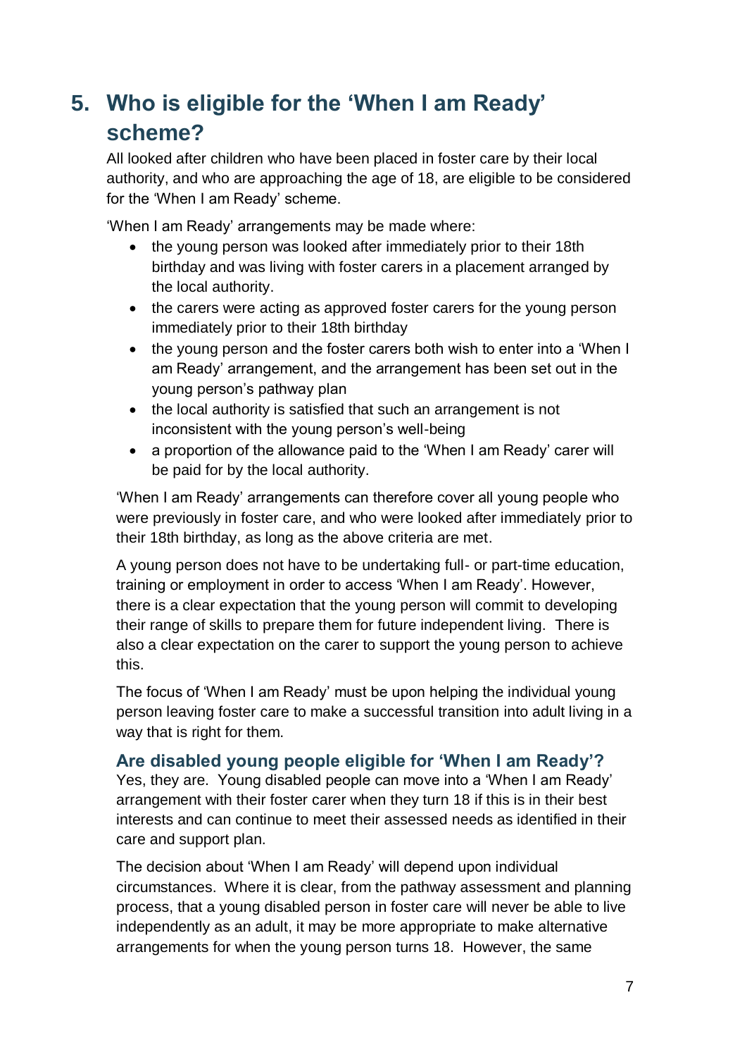## 5. Who is eligible for the 'When I am Ready' scheme?

All looked after children who have been placed in foster care by their local authority, and who are approaching the age of 18, are eligible to be considered for the 'When I am Ready' scheme.

'When I am Ready' arrangements may be made where:

- the young person was looked after immediately prior to their 18th birthday and was living with foster carers in a placement arranged by the local authority.
- the carers were acting as approved foster carers for the young person immediately prior to their 18th birthday
- the young person and the foster carers both wish to enter into a 'When I am Ready' arrangement, and the arrangement has been set out in the young person's pathway plan
- the local authority is satisfied that such an arrangement is not inconsistent with the young person's well-being
- a proportion of the allowance paid to the 'When I am Ready' carer will be paid for by the local authority.

'When I am Ready' arrangements can therefore cover all young people who were previously in foster care, and who were looked after immediately prior to their 18th birthday, as long as the above criteria are met.

A young person does not have to be undertaking full- or part-time education, training or employment in order to access 'When I am Ready'. However, there is a clear expectation that the young person will commit to developing their range of skills to prepare them for future independent living. There is also a clear expectation on the carer to support the young person to achieve this.

The focus of 'When I am Ready' must be upon helping the individual young person leaving foster care to make a successful transition into adult living in a way that is right for them.

### Are disabled young people eligible for 'When I am Ready'?

Yes, they are. Young disabled people can move into a 'When I am Ready' arrangement with their foster carer when they turn 18 if this is in their best interests and can continue to meet their assessed needs as identified in their care and support plan.

The decision about 'When I am Ready' will depend upon individual circumstances. Where it is clear, from the pathway assessment and planning process, that a young disabled person in foster care will never be able to live independently as an adult, it may be more appropriate to make alternative arrangements for when the young person turns 18. However, the same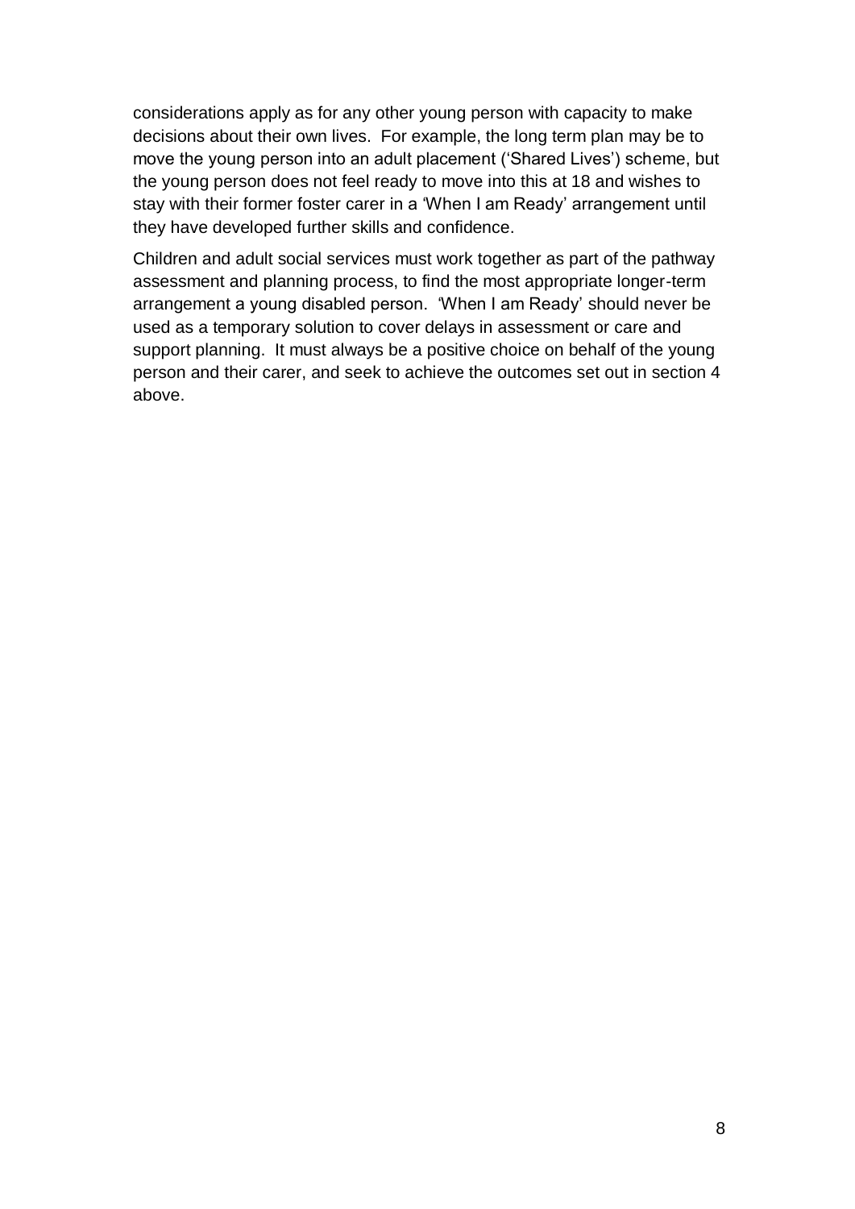considerations apply as for any other young person with capacity to make decisions about their own lives. For example, the long term plan may be to move the young person into an adult placement ('Shared Lives') scheme, but the young person does not feel ready to move into this at 18 and wishes to stay with their former foster carer in a 'When I am Ready' arrangement until they have developed further skills and confidence.

Children and adult social services must work together as part of the pathway assessment and planning process, to find the most appropriate longer-term arrangement a young disabled person. 'When I am Ready' should never be used as a temporary solution to cover delays in assessment or care and support planning. It must always be a positive choice on behalf of the young person and their carer, and seek to achieve the outcomes set out in section 4 above.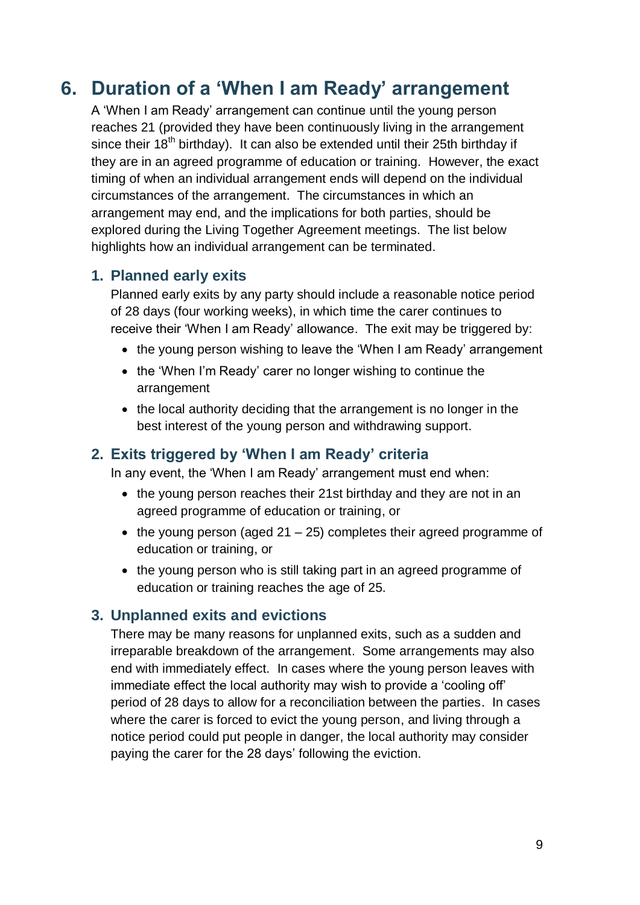# 6. Duration of a 'When I am Ready' arrangement

A 'When I am Ready' arrangement can continue until the young person reaches 21 (provided they have been continuously living in the arrangement since their 18th birthday). It can also be extended until their 25th birthday if they are in an agreed programme of education or training. However, the exact timing of when an individual arrangement ends will depend on the individual circumstances of the arrangement. The circumstances in which an arrangement may end, and the implications for both parties, should be explored during the Living Together Agreement meetings. The list below highlights how an individual arrangement can be terminated.

## 1. Planned early exits

Planned early exits by any party should include a reasonable notice period of 28 days (four working weeks), in which time the carer continues to receive their 'When I am Ready' allowance. The exit may be triggered by:

- the young person wishing to leave the 'When I am Ready' arrangement
- the 'When I'm Ready' carer no longer wishing to continue the arrangement
- the local authority deciding that the arrangement is no longer in the best interest of the young person and withdrawing support.

## 2. Exits triggered by 'When I am Ready' criteria

In any event, the 'When I am Ready' arrangement must end when:

- the young person reaches their 21st birthday and they are not in an agreed programme of education or training, or
- the young person (aged 21 – 25) completes their agreed programme of education or training, or
- the young person who is still taking part in an agreed programme of education or training reaches the age of 25.

## 3. Unplanned exits and evictions

There may be many reasons for unplanned exits, such as a sudden and irreparable breakdown of the arrangement. Some arrangements may also end with immediately effect. In cases where the young person leaves with immediate effect the local authority may wish to provide a 'cooling off' period of 28 days to allow for a reconciliation between the parties. In cases where the carer is forced to evict the young person, and living through a notice period could put people in danger, the local authority may consider paying the carer for the 28 days' following the eviction.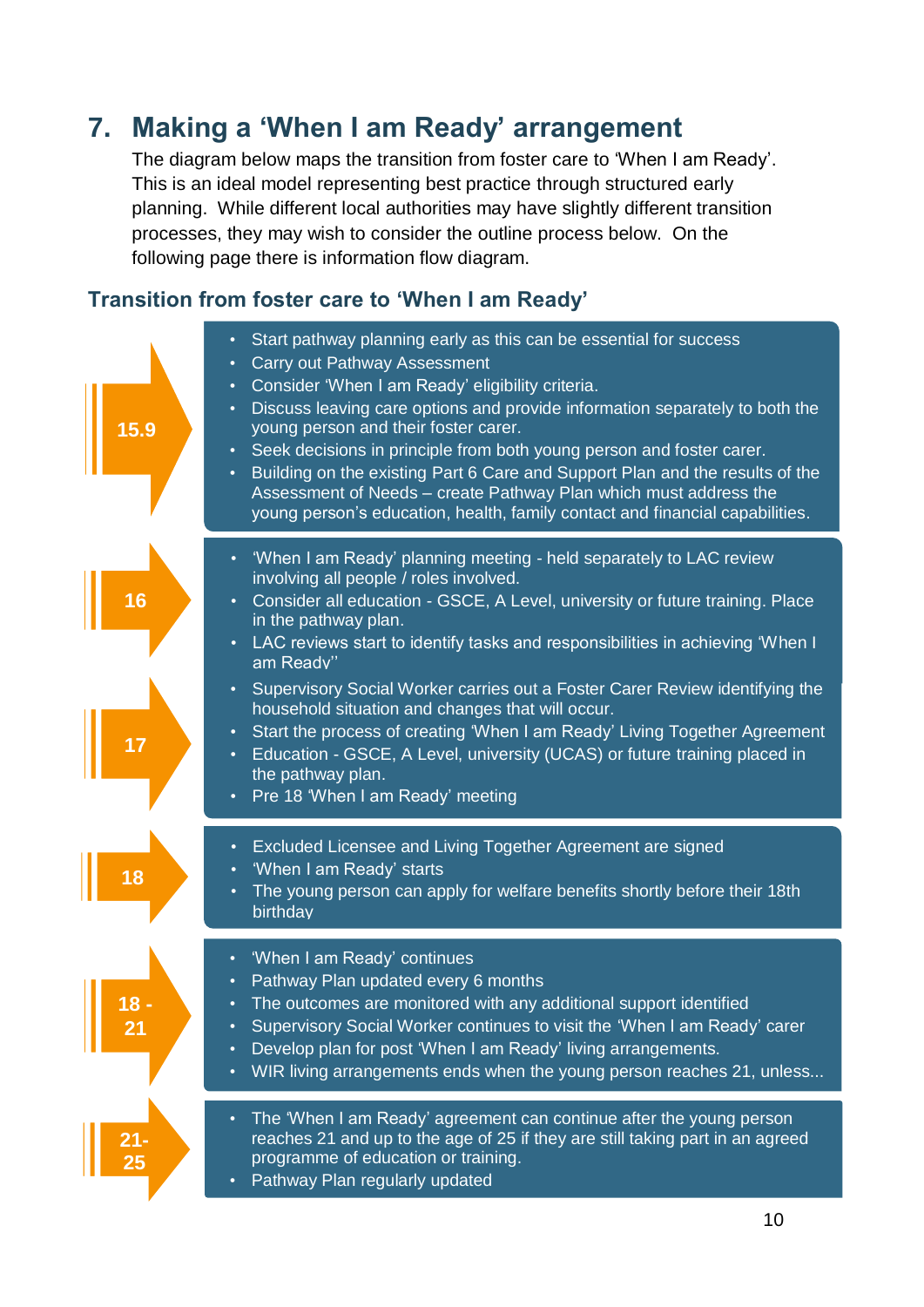## 7. Making a 'When I am Ready' arrangement

The diagram below maps the transition from foster care to 'When I am Ready'. This is an ideal model representing best practice through structured early planning. While different local authorities may have slightly different transition processes, they may wish to consider the outline process below. On the following page there is information flow diagram.

### Transition from foster care to 'When I am Ready'

**15.9**

- Start pathway planning early as this can be essential for success
- Carry out Pathway Assessment
- Consider 'When I am Ready' eligibility criteria.
- Discuss leaving care options and provide information separately to both the young person and their foster carer.
- Seek decisions in principle from both young person and foster carer.
- Building on the existing Part 6 Care and Support Plan and the results of the Assessment of Needs – create Pathway Plan which must address the young person's education, health, family contact and financial capabilities.

**16**

- 'When I am Ready' planning meeting - held separately to LAC review involving all people / roles involved.
- Consider all education - GSCE, A Level, university or future training. Place in the pathway plan.
- LAC reviews start to identify tasks and responsibilities in achieving 'When I am Ready''

**17**

- Supervisory Social Worker carries out a Foster Carer Review identifying the household situation and changes that will occur.
- Start the process of creating 'When I am Ready' Living Together Agreement
- Education - GSCE, A Level, university (UCAS) or future training placed in the pathway plan.
- Pre 18 'When I am Ready' meeting

**18**

- Excluded Licensee and Living Together Agreement are signed
- 'When I am Ready' starts
- The young person can apply for welfare benefits shortly before their 18th birthday

**18 - 21**

- 'When I am Ready' continues
- Pathway Plan updated every 6 months
- The outcomes are monitored with any additional support identified
- Supervisory Social Worker continues to visit the 'When I am Ready' carer
- Develop plan for post 'When I am Ready' living arrangements.
- WIR living arrangements ends when the young person reaches 21, unless...

**21-25**

- The 'When I am Ready' agreement can continue after the young person reaches 21 and up to the age of 25 if they are still taking part in an agreed programme of education or training.
- Pathway Plan regularly updated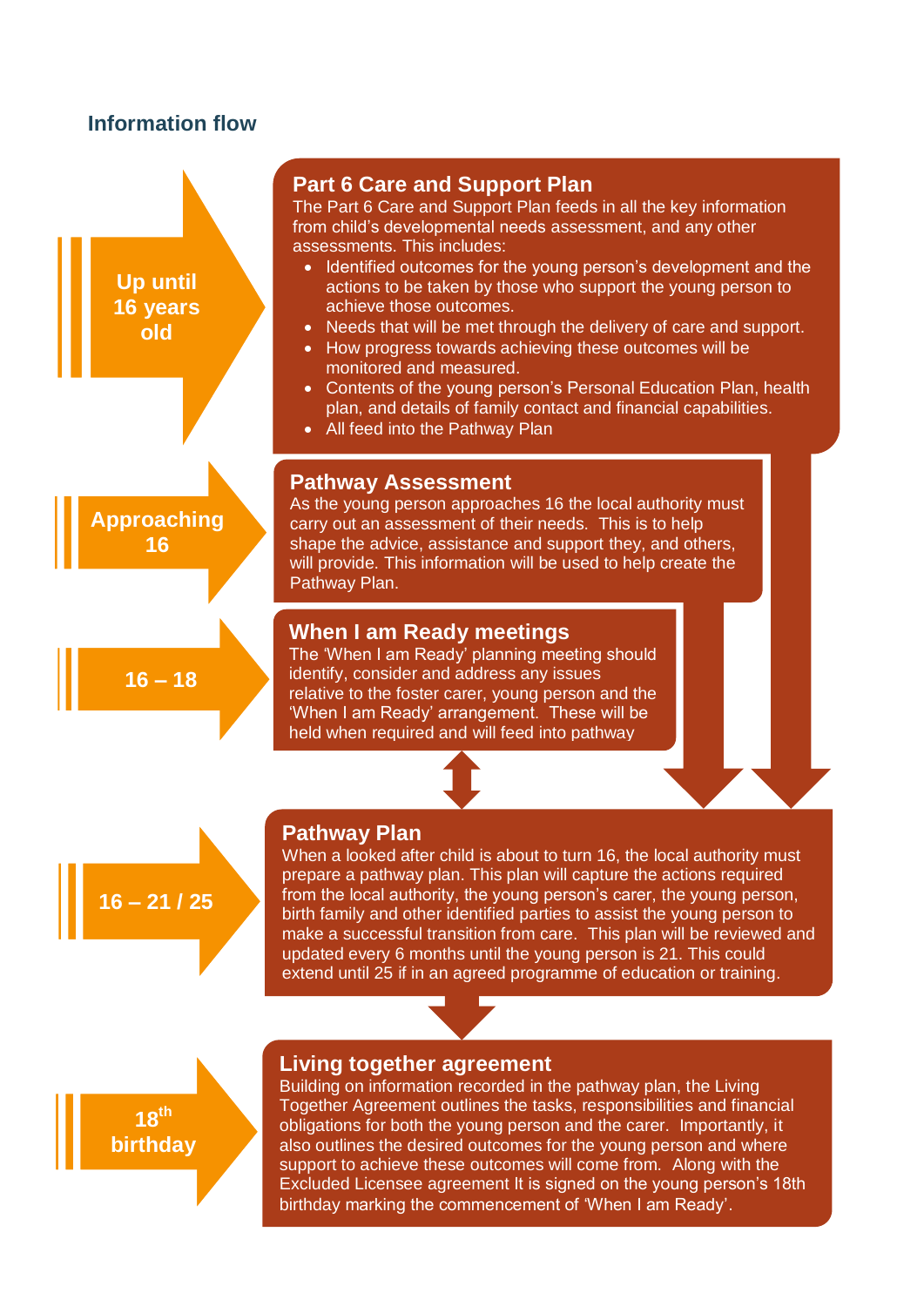## Information flow

**Up until 16 years old**

### Part 6 Care and Support Plan

The Part 6 Care and Support Plan feeds in all the key information from child's developmental needs assessment, and any other assessments. This includes:

- Identified outcomes for the young person's development and the actions to be taken by those who support the young person to achieve those outcomes.
- Needs that will be met through the delivery of care and support.
- How progress towards achieving these outcomes will be monitored and measured.
- Contents of the young person's Personal Education Plan, health plan, and details of family contact and financial capabilities.
- All feed into the Pathway Plan

**Approaching 16**

### Pathway Assessment

As the young person approaches 16 the local authority must carry out an assessment of their needs. This is to help shape the advice, assistance and support they, and others, will provide. This information will be used to help create the Pathway Plan.

**16 – 18**

### When I am Ready meetings

The 'When I am Ready' planning meeting should identify, consider and address any issues relative to the foster carer, young person and the 'When I am Ready' arrangement. These will be held when required and will feed into pathway

**16 – 21 / 25**

### Pathway Plan

When a looked after child is about to turn 16, the local authority must prepare a pathway plan. This plan will capture the actions required from the local authority, the young person's carer, the young person, birth family and other identified parties to assist the young person to make a successful transition from care. This plan will be reviewed and updated every 6 months until the young person is 21. This could extend until 25 if in an agreed programme of education or training.

**18th birthday**

### Living together agreement

Building on information recorded in the pathway plan, the Living Together Agreement outlines the tasks, responsibilities and financial obligations for both the young person and the carer. Importantly, it also outlines the desired outcomes for the young person and where support to achieve these outcomes will come from. Along with the Excluded Licensee agreement It is signed on the young person's 18th birthday marking the commencement of 'When I am Ready'.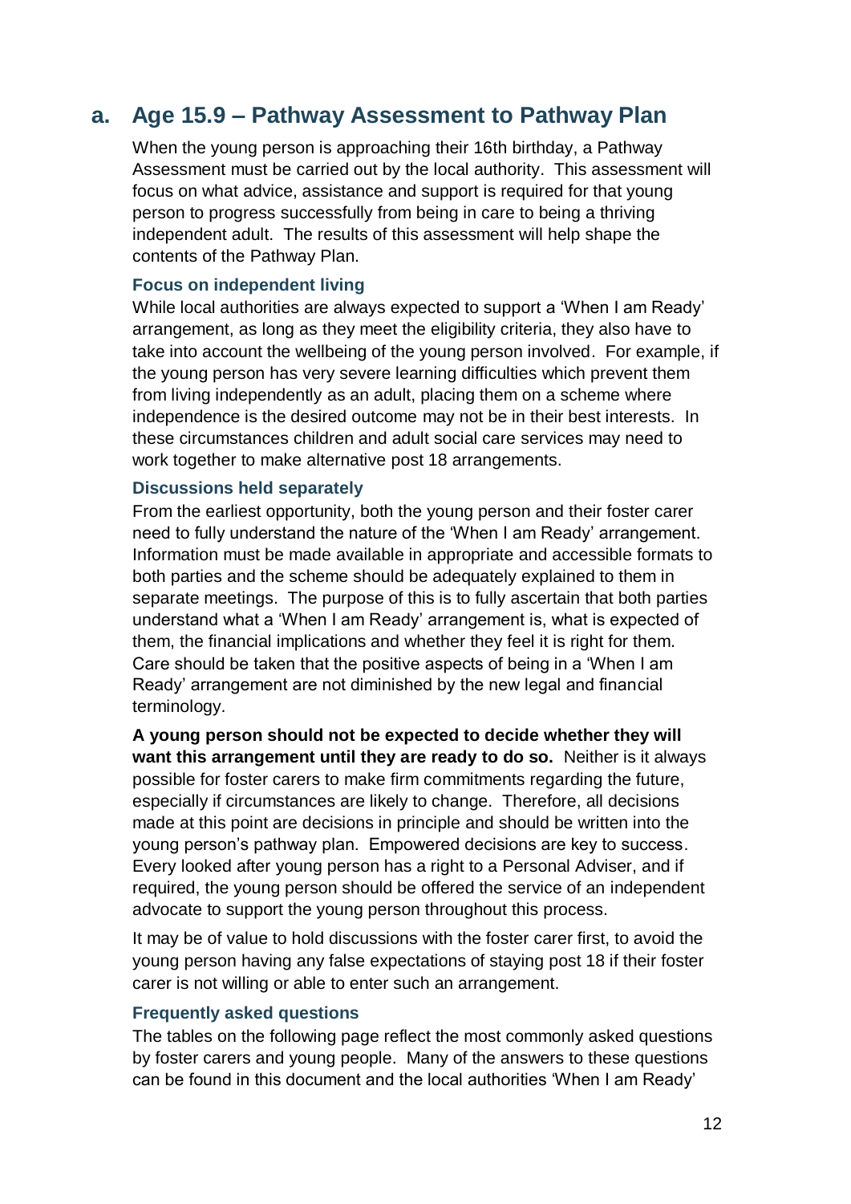## a. Age 15.9 – Pathway Assessment to Pathway Plan

When the young person is approaching their 16th birthday, a Pathway Assessment must be carried out by the local authority. This assessment will focus on what advice, assistance and support is required for that young person to progress successfully from being in care to being a thriving independent adult. The results of this assessment will help shape the contents of the Pathway Plan.

### Focus on independent living

While local authorities are always expected to support a 'When I am Ready' arrangement, as long as they meet the eligibility criteria, they also have to take into account the wellbeing of the young person involved. For example, if the young person has very severe learning difficulties which prevent them from living independently as an adult, placing them on a scheme where independence is the desired outcome may not be in their best interests. In these circumstances children and adult social care services may need to work together to make alternative post 18 arrangements.

### Discussions held separately

From the earliest opportunity, both the young person and their foster carer need to fully understand the nature of the 'When I am Ready' arrangement. Information must be made available in appropriate and accessible formats to both parties and the scheme should be adequately explained to them in separate meetings. The purpose of this is to fully ascertain that both parties understand what a 'When I am Ready' arrangement is, what is expected of them, the financial implications and whether they feel it is right for them. Care should be taken that the positive aspects of being in a 'When I am Ready' arrangement are not diminished by the new legal and financial terminology.

**A young person should not be expected to decide whether they will want this arrangement until they are ready to do so.** Neither is it always possible for foster carers to make firm commitments regarding the future, especially if circumstances are likely to change. Therefore, all decisions made at this point are decisions in principle and should be written into the young person's pathway plan. Empowered decisions are key to success. Every looked after young person has a right to a Personal Adviser, and if required, the young person should be offered the service of an independent advocate to support the young person throughout this process.

It may be of value to hold discussions with the foster carer first, to avoid the young person having any false expectations of staying post 18 if their foster carer is not willing or able to enter such an arrangement.

### Frequently asked questions

The tables on the following page reflect the most commonly asked questions by foster carers and young people. Many of the answers to these questions can be found in this document and the local authorities 'When I am Ready'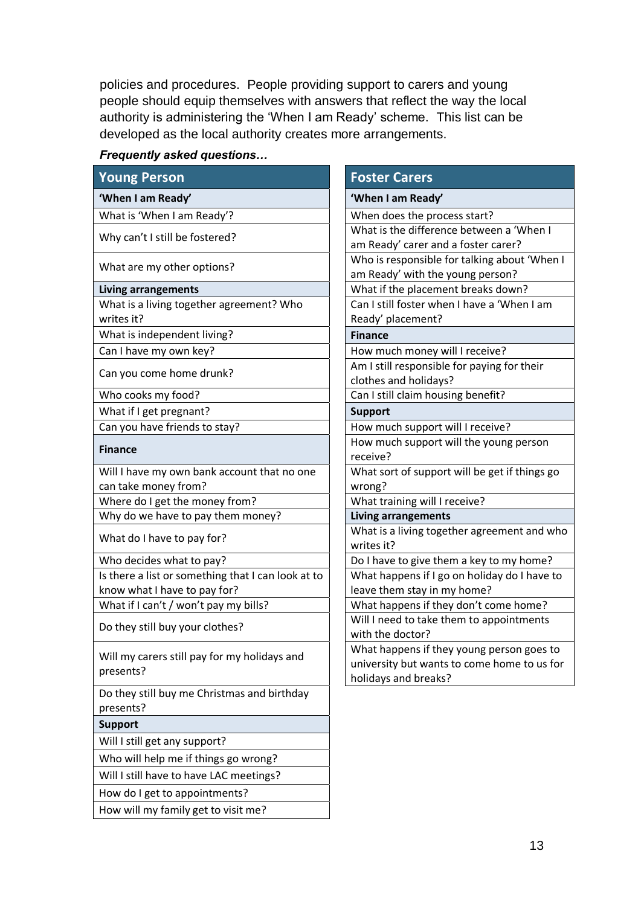policies and procedures. People providing support to carers and young people should equip themselves with answers that reflect the way the local authority is administering the 'When I am Ready' scheme. This list can be developed as the local authority creates more arrangements.

***Frequently asked questions…***

| Young Person |
|---|
| **'When I am Ready'** |
| What is 'When I am Ready'? |
| Why can't I still be fostered? |
| What are my other options? |
| **Living arrangements** |
| What is a living together agreement? Who writes it? |
| What is independent living? |
| Can I have my own key? |
| Can you come home drunk? |
| Who cooks my food? |
| What if I get pregnant? |
| Can you have friends to stay? |
| **Finance** |
| Will I have my own bank account that no one can take money from? |
| Where do I get the money from? |
| Why do we have to pay them money? |
| What do I have to pay for? |
| Who decides what to pay? |
| Is there a list or something that I can look at to know what I have to pay for? |
| What if I can't / won't pay my bills? |
| Do they still buy your clothes? |
| Will my carers still pay for my holidays and presents? |
| Do they still buy me Christmas and birthday presents? |
| **Support** |
| Will I still get any support? |
| Who will help me if things go wrong? |
| Will I still have to have LAC meetings? |
| How do I get to appointments? |
| How will my family get to visit me? |

| Foster Carers |
|---|
| **'When I am Ready'** |
| When does the process start? |
| What is the difference between a 'When I am Ready' carer and a foster carer? |
| Who is responsible for talking about 'When I am Ready' with the young person? |
| What if the placement breaks down? |
| Can I still foster when I have a 'When I am Ready' placement? |
| **Finance** |
| How much money will I receive? |
| Am I still responsible for paying for their clothes and holidays? |
| Can I still claim housing benefit? |
| **Support** |
| How much support will I receive? |
| How much support will the young person receive? |
| What sort of support will be get if things go wrong? |
| What training will I receive? |
| **Living arrangements** |
| What is a living together agreement and who writes it? |
| Do I have to give them a key to my home? |
| What happens if I go on holiday do I have to leave them stay in my home? |
| What happens if they don't come home? |
| Will I need to take them to appointments with the doctor? |
| What happens if they young person goes to university but wants to come home to us for holidays and breaks? |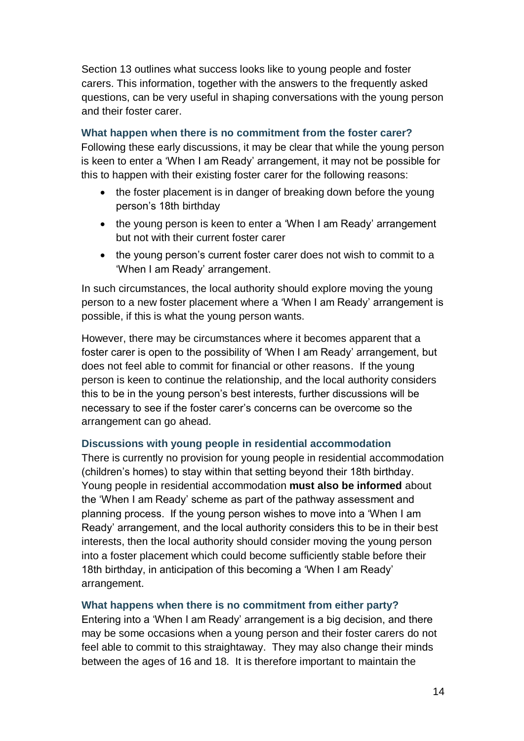Section 13 outlines what success looks like to young people and foster carers. This information, together with the answers to the frequently asked questions, can be very useful in shaping conversations with the young person and their foster carer.

### What happen when there is no commitment from the foster carer?

Following these early discussions, it may be clear that while the young person is keen to enter a 'When I am Ready' arrangement, it may not be possible for this to happen with their existing foster carer for the following reasons:

- the foster placement is in danger of breaking down before the young person's 18th birthday
- the young person is keen to enter a 'When I am Ready' arrangement but not with their current foster carer
- the young person's current foster carer does not wish to commit to a 'When I am Ready' arrangement.

In such circumstances, the local authority should explore moving the young person to a new foster placement where a 'When I am Ready' arrangement is possible, if this is what the young person wants.

However, there may be circumstances where it becomes apparent that a foster carer is open to the possibility of 'When I am Ready' arrangement, but does not feel able to commit for financial or other reasons. If the young person is keen to continue the relationship, and the local authority considers this to be in the young person's best interests, further discussions will be necessary to see if the foster carer's concerns can be overcome so the arrangement can go ahead.

### Discussions with young people in residential accommodation

There is currently no provision for young people in residential accommodation (children's homes) to stay within that setting beyond their 18th birthday. Young people in residential accommodation **must also be informed** about the 'When I am Ready' scheme as part of the pathway assessment and planning process. If the young person wishes to move into a 'When I am Ready' arrangement, and the local authority considers this to be in their best interests, then the local authority should consider moving the young person into a foster placement which could become sufficiently stable before their 18th birthday, in anticipation of this becoming a 'When I am Ready' arrangement.

### What happens when there is no commitment from either party?

Entering into a 'When I am Ready' arrangement is a big decision, and there may be some occasions when a young person and their foster carers do not feel able to commit to this straightaway. They may also change their minds between the ages of 16 and 18. It is therefore important to maintain the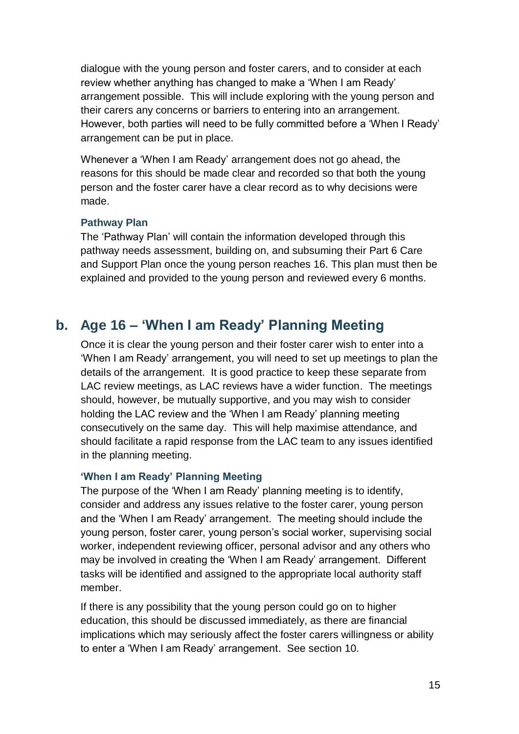dialogue with the young person and foster carers, and to consider at each review whether anything has changed to make a 'When I am Ready' arrangement possible. This will include exploring with the young person and their carers any concerns or barriers to entering into an arrangement. However, both parties will need to be fully committed before a 'When I Ready' arrangement can be put in place.

Whenever a 'When I am Ready' arrangement does not go ahead, the reasons for this should be made clear and recorded so that both the young person and the foster carer have a clear record as to why decisions were made.

### Pathway Plan

The 'Pathway Plan' will contain the information developed through this pathway needs assessment, building on, and subsuming their Part 6 Care and Support Plan once the young person reaches 16. This plan must then be explained and provided to the young person and reviewed every 6 months.

## b. Age 16 – 'When I am Ready' Planning Meeting

Once it is clear the young person and their foster carer wish to enter into a 'When I am Ready' arrangement, you will need to set up meetings to plan the details of the arrangement. It is good practice to keep these separate from LAC review meetings, as LAC reviews have a wider function. The meetings should, however, be mutually supportive, and you may wish to consider holding the LAC review and the 'When I am Ready' planning meeting consecutively on the same day. This will help maximise attendance, and should facilitate a rapid response from the LAC team to any issues identified in the planning meeting.

### 'When I am Ready' Planning Meeting

The purpose of the 'When I am Ready' planning meeting is to identify, consider and address any issues relative to the foster carer, young person and the 'When I am Ready' arrangement. The meeting should include the young person, foster carer, young person's social worker, supervising social worker, independent reviewing officer, personal advisor and any others who may be involved in creating the 'When I am Ready' arrangement. Different tasks will be identified and assigned to the appropriate local authority staff member.

If there is any possibility that the young person could go on to higher education, this should be discussed immediately, as there are financial implications which may seriously affect the foster carers willingness or ability to enter a 'When I am Ready' arrangement. See section 10.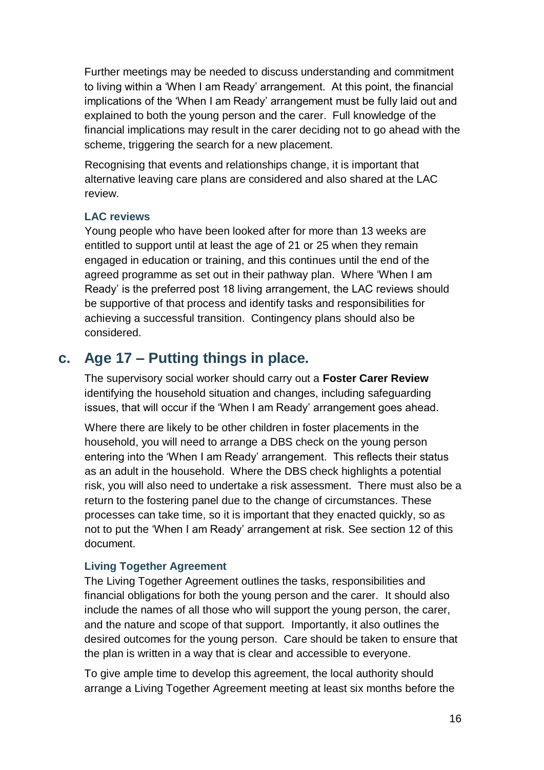Further meetings may be needed to discuss understanding and commitment to living within a 'When I am Ready' arrangement. At this point, the financial implications of the 'When I am Ready' arrangement must be fully laid out and explained to both the young person and the carer. Full knowledge of the financial implications may result in the carer deciding not to go ahead with the scheme, triggering the search for a new placement.

Recognising that events and relationships change, it is important that alternative leaving care plans are considered and also shared at the LAC review.

### LAC reviews

Young people who have been looked after for more than 13 weeks are entitled to support until at least the age of 21 or 25 when they remain engaged in education or training, and this continues until the end of the agreed programme as set out in their pathway plan. Where 'When I am Ready' is the preferred post 18 living arrangement, the LAC reviews should be supportive of that process and identify tasks and responsibilities for achieving a successful transition. Contingency plans should also be considered.

## c. Age 17 – Putting things in place.

The supervisory social worker should carry out a **Foster Carer Review** identifying the household situation and changes, including safeguarding issues, that will occur if the 'When I am Ready' arrangement goes ahead.

Where there are likely to be other children in foster placements in the household, you will need to arrange a DBS check on the young person entering into the 'When I am Ready' arrangement. This reflects their status as an adult in the household. Where the DBS check highlights a potential risk, you will also need to undertake a risk assessment. There must also be a return to the fostering panel due to the change of circumstances. These processes can take time, so it is important that they enacted quickly, so as not to put the 'When I am Ready' arrangement at risk. See section 12 of this document.

### Living Together Agreement

The Living Together Agreement outlines the tasks, responsibilities and financial obligations for both the young person and the carer. It should also include the names of all those who will support the young person, the carer, and the nature and scope of that support. Importantly, it also outlines the desired outcomes for the young person. Care should be taken to ensure that the plan is written in a way that is clear and accessible to everyone.

To give ample time to develop this agreement, the local authority should arrange a Living Together Agreement meeting at least six months before the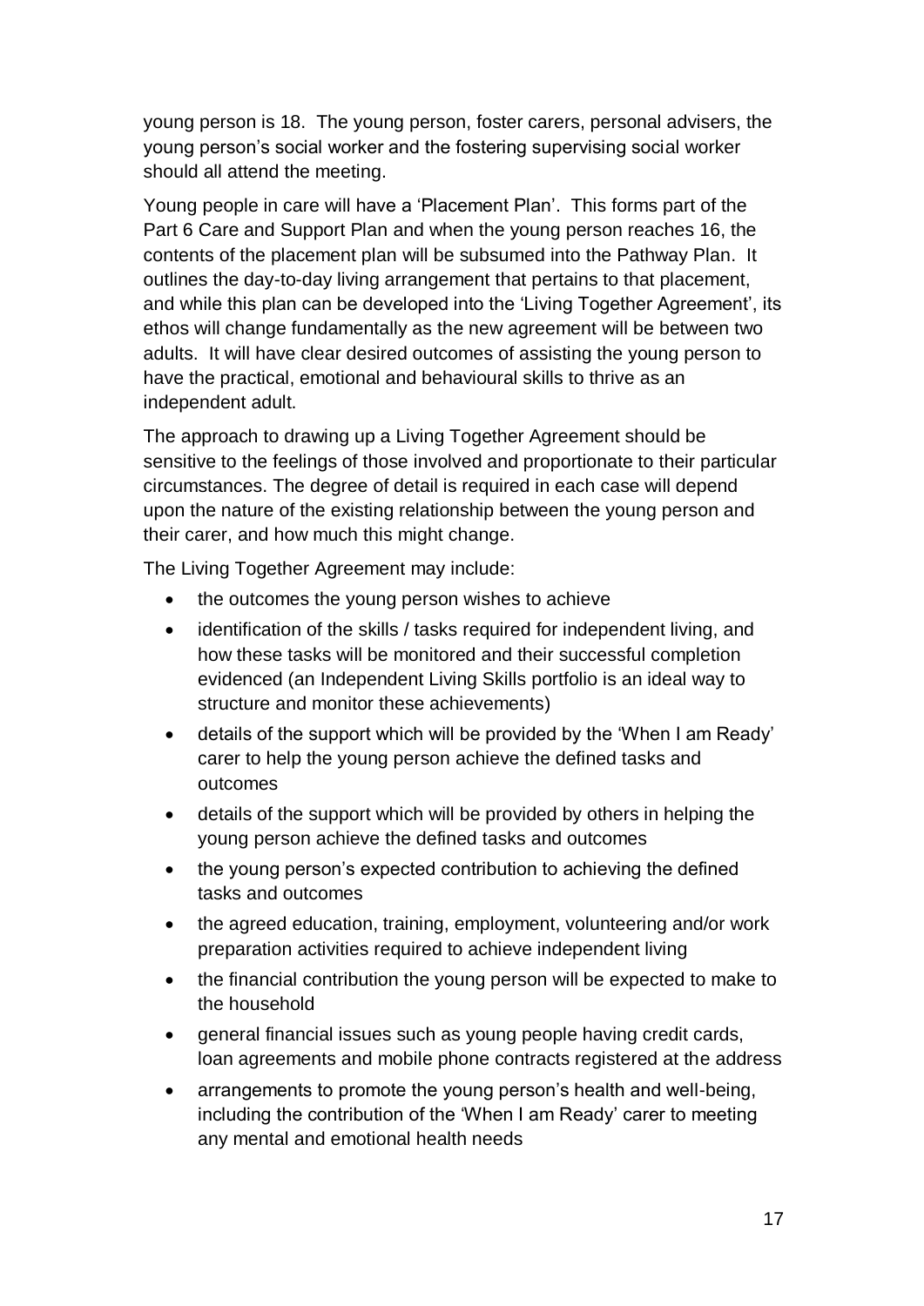young person is 18. The young person, foster carers, personal advisers, the young person's social worker and the fostering supervising social worker should all attend the meeting.

Young people in care will have a 'Placement Plan'. This forms part of the Part 6 Care and Support Plan and when the young person reaches 16, the contents of the placement plan will be subsumed into the Pathway Plan. It outlines the day-to-day living arrangement that pertains to that placement, and while this plan can be developed into the 'Living Together Agreement', its ethos will change fundamentally as the new agreement will be between two adults. It will have clear desired outcomes of assisting the young person to have the practical, emotional and behavioural skills to thrive as an independent adult.

The approach to drawing up a Living Together Agreement should be sensitive to the feelings of those involved and proportionate to their particular circumstances. The degree of detail is required in each case will depend upon the nature of the existing relationship between the young person and their carer, and how much this might change.

The Living Together Agreement may include:

- the outcomes the young person wishes to achieve
- identification of the skills / tasks required for independent living, and how these tasks will be monitored and their successful completion evidenced (an Independent Living Skills portfolio is an ideal way to structure and monitor these achievements)
- details of the support which will be provided by the 'When I am Ready' carer to help the young person achieve the defined tasks and outcomes
- details of the support which will be provided by others in helping the young person achieve the defined tasks and outcomes
- the young person's expected contribution to achieving the defined tasks and outcomes
- the agreed education, training, employment, volunteering and/or work preparation activities required to achieve independent living
- the financial contribution the young person will be expected to make to the household
- general financial issues such as young people having credit cards, loan agreements and mobile phone contracts registered at the address
- arrangements to promote the young person's health and well-being, including the contribution of the 'When I am Ready' carer to meeting any mental and emotional health needs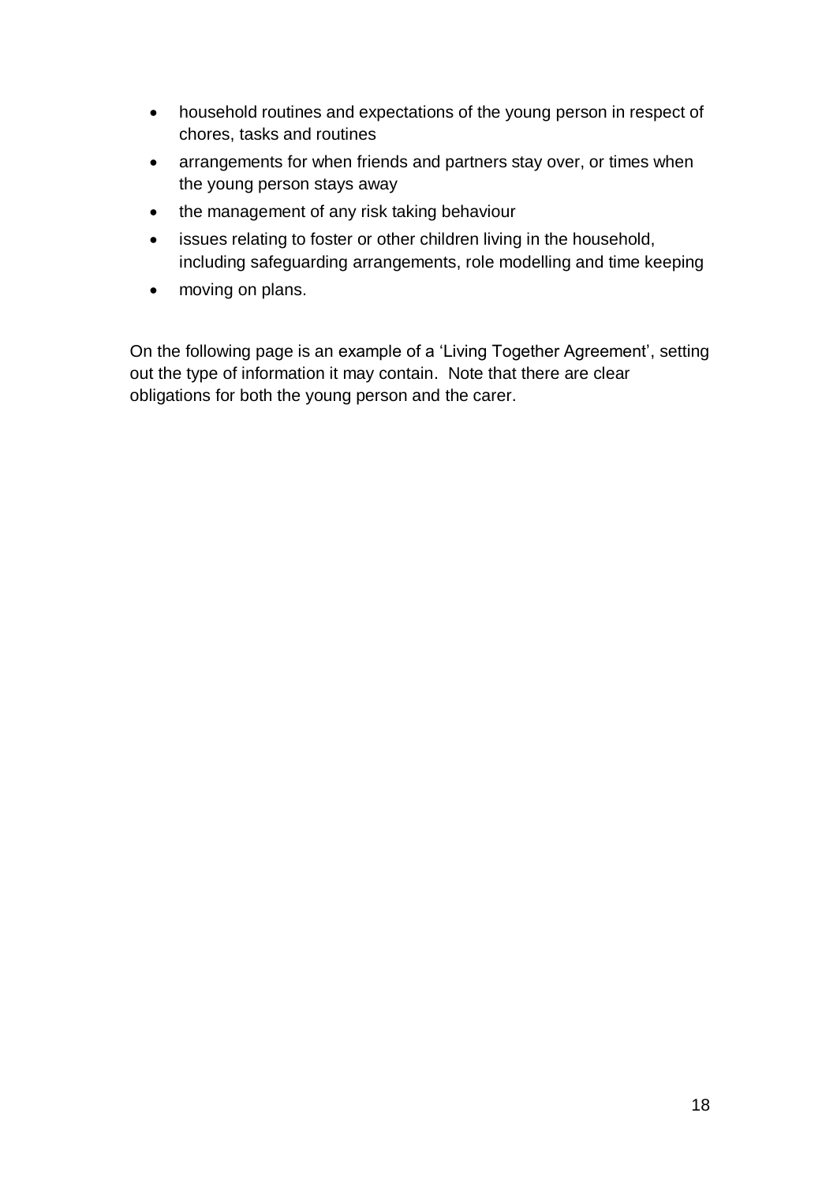- household routines and expectations of the young person in respect of chores, tasks and routines
- arrangements for when friends and partners stay over, or times when the young person stays away
- the management of any risk taking behaviour
- issues relating to foster or other children living in the household, including safeguarding arrangements, role modelling and time keeping
- moving on plans.

On the following page is an example of a 'Living Together Agreement', setting out the type of information it may contain. Note that there are clear obligations for both the young person and the carer.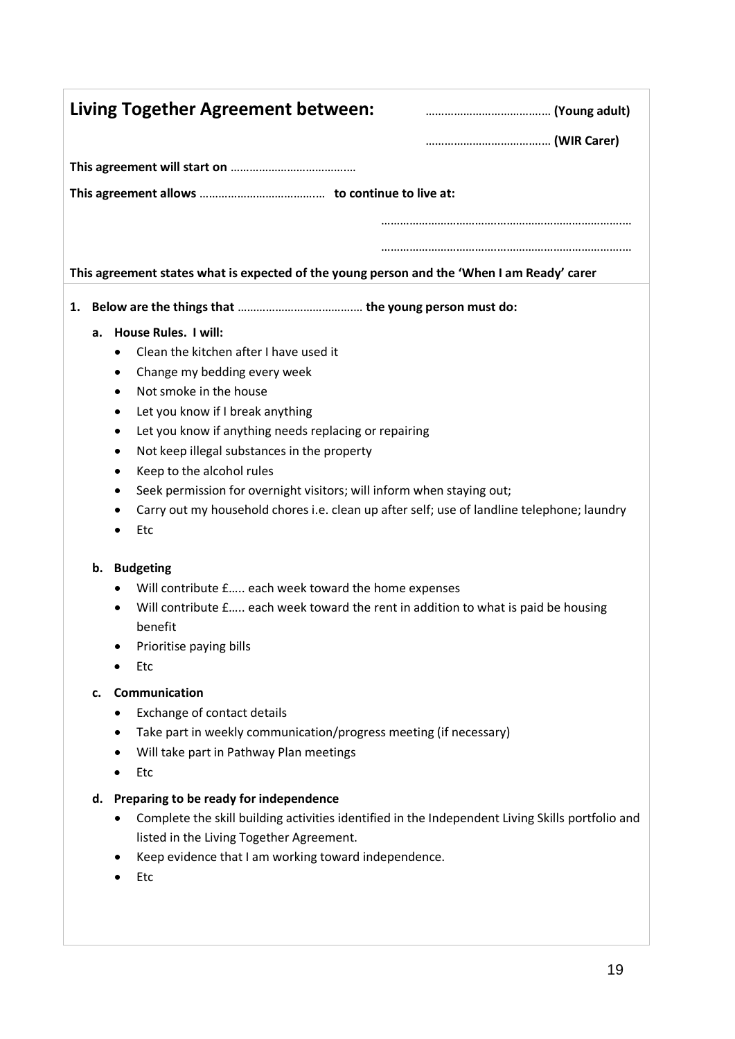## Living Together Agreement between:

………………………………… **(Young adult)**

………………………………… **(WIR Carer)**

**This agreement will start on** …………………………………

**This agreement allows** ………………………………… **to continue to live at:**

…………………………………………………………………………

…………………………………………………………………………

**This agreement states what is expected of the young person and the 'When I am Ready' carer**

1. **Below are the things that** ………………………………… **the young person must do:**

   a. **House Rules. I will:**
      - Clean the kitchen after I have used it
      - Change my bedding every week
      - Not smoke in the house
      - Let you know if I break anything
      - Let you know if anything needs replacing or repairing
      - Not keep illegal substances in the property
      - Keep to the alcohol rules
      - Seek permission for overnight visitors; will inform when staying out;
      - Carry out my household chores i.e. clean up after self; use of landline telephone; laundry
      - Etc

   b. **Budgeting**
      - Will contribute £….. each week toward the home expenses
      - Will contribute £….. each week toward the rent in addition to what is paid be housing benefit
      - Prioritise paying bills
      - Etc

   c. **Communication**
      - Exchange of contact details
      - Take part in weekly communication/progress meeting (if necessary)
      - Will take part in Pathway Plan meetings
      - Etc

   d. **Preparing to be ready for independence**
      - Complete the skill building activities identified in the Independent Living Skills portfolio and listed in the Living Together Agreement.
      - Keep evidence that I am working toward independence.
      - Etc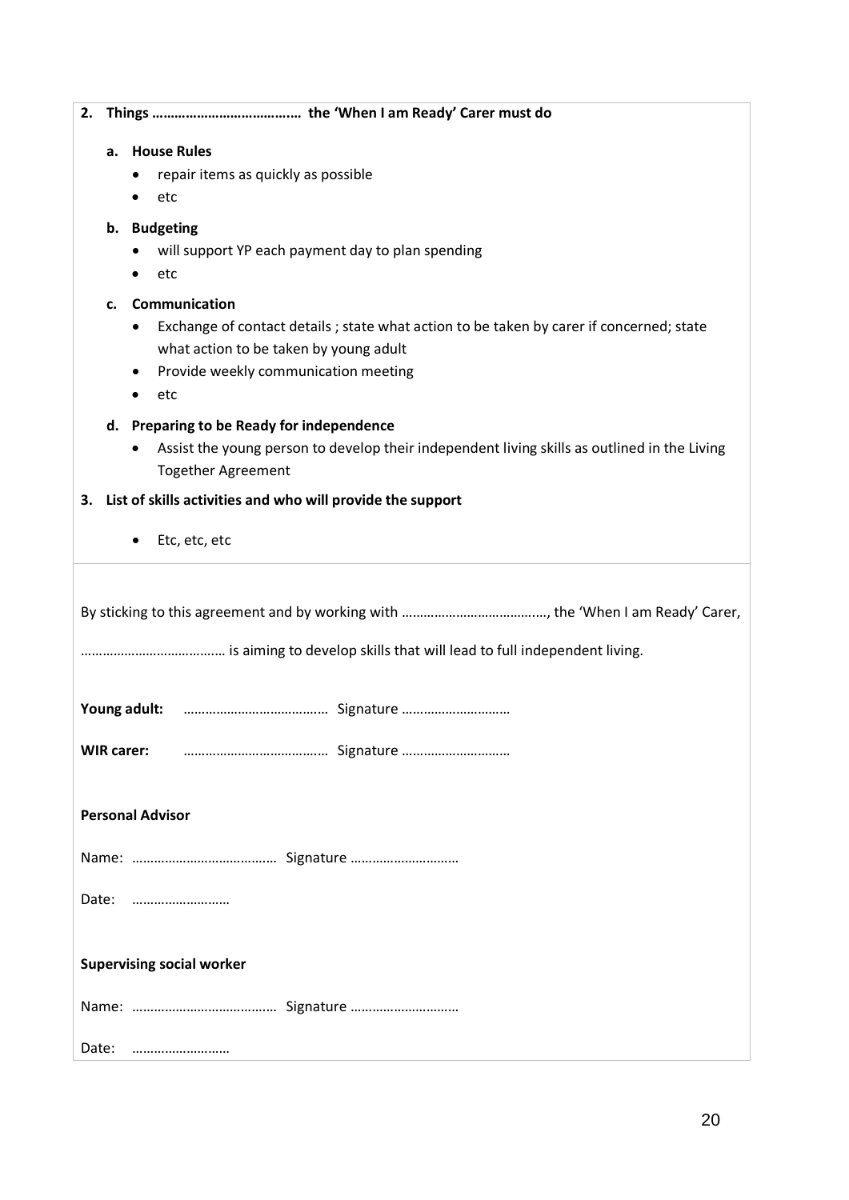2. **Things ………………………………… the 'When I am Ready' Carer must do**

   a. **House Rules**
      - repair items as quickly as possible
      - etc

   b. **Budgeting**
      - will support YP each payment day to plan spending
      - etc

   c. **Communication**
      - Exchange of contact details ; state what action to be taken by carer if concerned; state what action to be taken by young adult
      - Provide weekly communication meeting
      - etc

   d. **Preparing to be Ready for independence**
      - Assist the young person to develop their independent living skills as outlined in the Living Together Agreement

3. **List of skills activities and who will provide the support**
   - Etc, etc, etc

By sticking to this agreement and by working with ………………………………..., the 'When I am Ready' Carer,

………………………………… is aiming to develop skills that will lead to full independent living.

**Young adult:** ………………………………… Signature …………………………

**WIR carer:** ………………………………… Signature …………………………

**Personal Advisor**

Name: ………………………………… Signature …………………………

Date: ………………………

**Supervising social worker**

Name: ………………………………… Signature …………………………

Date: ………………………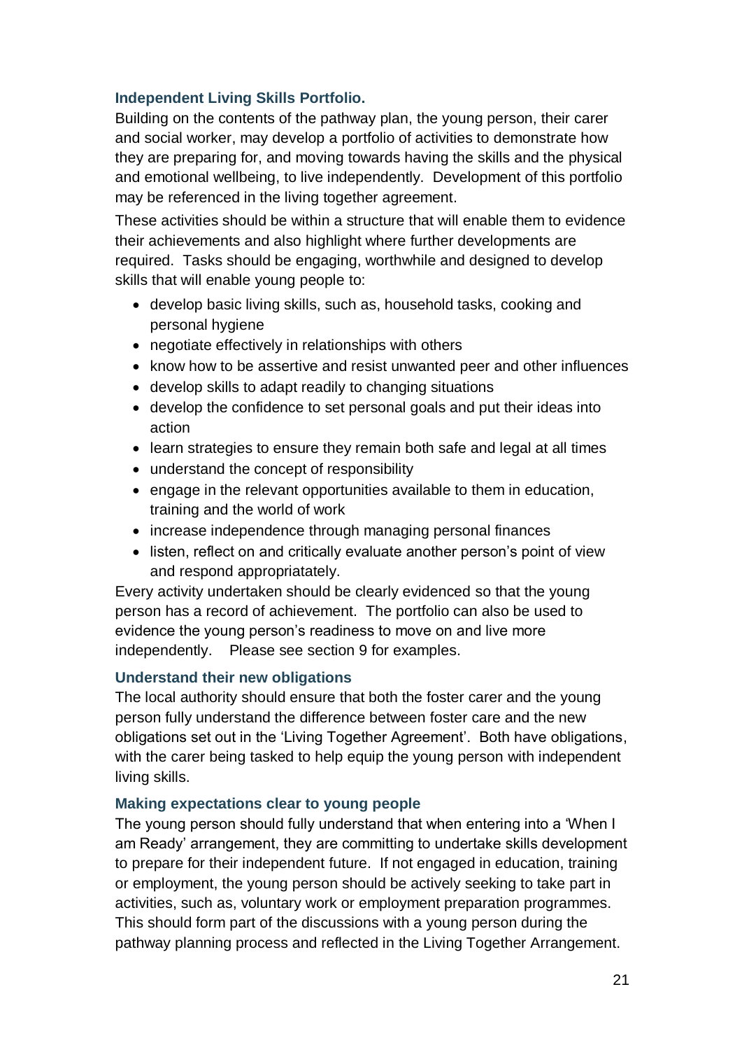### Independent Living Skills Portfolio.

Building on the contents of the pathway plan, the young person, their carer and social worker, may develop a portfolio of activities to demonstrate how they are preparing for, and moving towards having the skills and the physical and emotional wellbeing, to live independently. Development of this portfolio may be referenced in the living together agreement.

These activities should be within a structure that will enable them to evidence their achievements and also highlight where further developments are required. Tasks should be engaging, worthwhile and designed to develop skills that will enable young people to:

- develop basic living skills, such as, household tasks, cooking and personal hygiene
- negotiate effectively in relationships with others
- know how to be assertive and resist unwanted peer and other influences
- develop skills to adapt readily to changing situations
- develop the confidence to set personal goals and put their ideas into action
- learn strategies to ensure they remain both safe and legal at all times
- understand the concept of responsibility
- engage in the relevant opportunities available to them in education, training and the world of work
- increase independence through managing personal finances
- listen, reflect on and critically evaluate another person's point of view and respond appropriatately.

Every activity undertaken should be clearly evidenced so that the young person has a record of achievement. The portfolio can also be used to evidence the young person's readiness to move on and live more independently. Please see section 9 for examples.

### Understand their new obligations

The local authority should ensure that both the foster carer and the young person fully understand the difference between foster care and the new obligations set out in the 'Living Together Agreement'. Both have obligations, with the carer being tasked to help equip the young person with independent living skills.

### Making expectations clear to young people

The young person should fully understand that when entering into a 'When I am Ready' arrangement, they are committing to undertake skills development to prepare for their independent future. If not engaged in education, training or employment, the young person should be actively seeking to take part in activities, such as, voluntary work or employment preparation programmes. This should form part of the discussions with a young person during the pathway planning process and reflected in the Living Together Arrangement.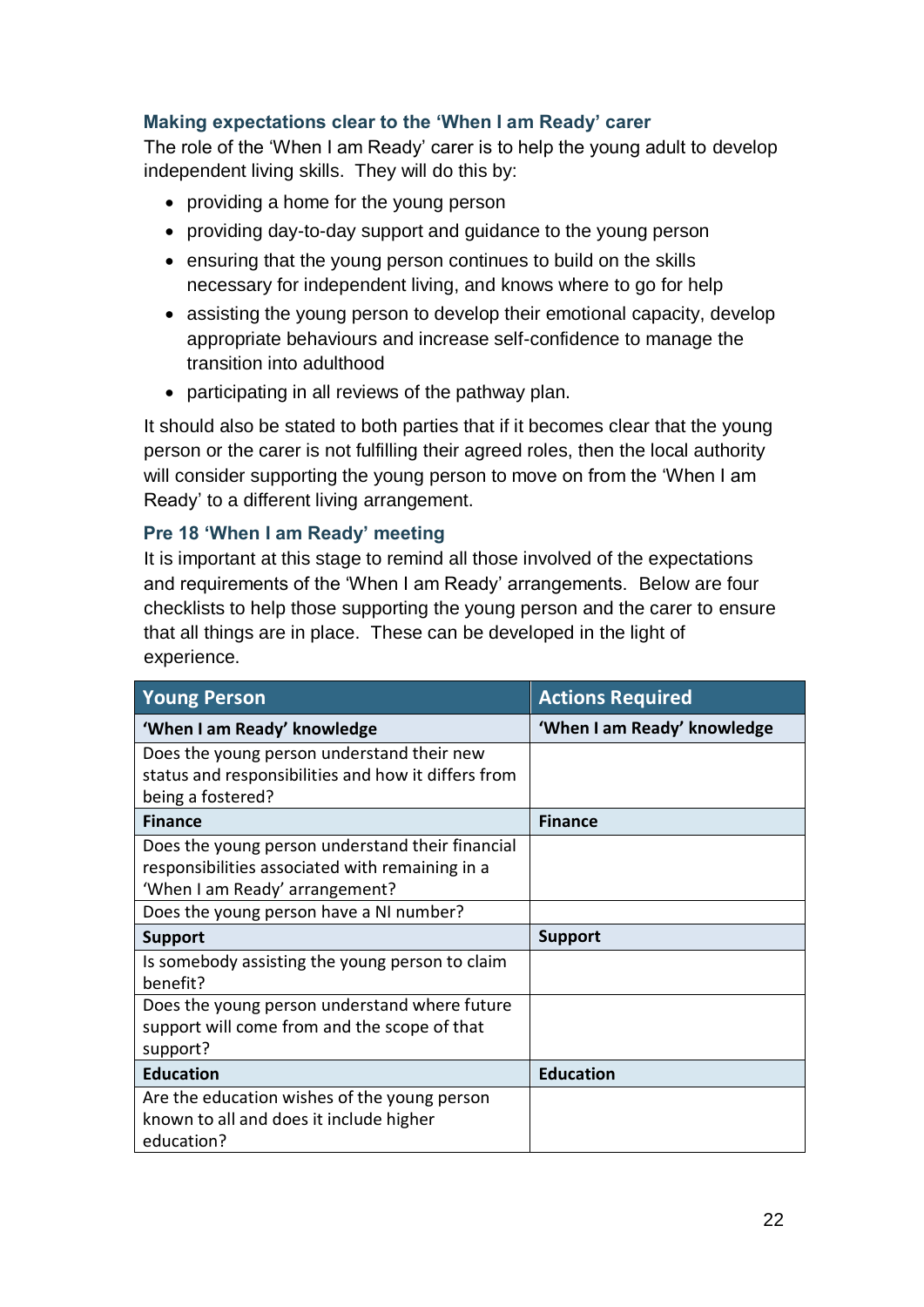### Making expectations clear to the 'When I am Ready' carer

The role of the 'When I am Ready' carer is to help the young adult to develop independent living skills. They will do this by:

- providing a home for the young person
- providing day-to-day support and guidance to the young person
- ensuring that the young person continues to build on the skills necessary for independent living, and knows where to go for help
- assisting the young person to develop their emotional capacity, develop appropriate behaviours and increase self-confidence to manage the transition into adulthood
- participating in all reviews of the pathway plan.

It should also be stated to both parties that if it becomes clear that the young person or the carer is not fulfilling their agreed roles, then the local authority will consider supporting the young person to move on from the 'When I am Ready' to a different living arrangement.

### Pre 18 'When I am Ready' meeting

It is important at this stage to remind all those involved of the expectations and requirements of the 'When I am Ready' arrangements. Below are four checklists to help those supporting the young person and the carer to ensure that all things are in place. These can be developed in the light of experience.

| Young Person | Actions Required |
|---|---|
| **'When I am Ready' knowledge** | **'When I am Ready' knowledge** |
| Does the young person understand their new status and responsibilities and how it differs from being a fostered? | |
| **Finance** | **Finance** |
| Does the young person understand their financial responsibilities associated with remaining in a 'When I am Ready' arrangement? | |
| Does the young person have a NI number? | |
| **Support** | **Support** |
| Is somebody assisting the young person to claim benefit? | |
| Does the young person understand where future support will come from and the scope of that support? | |
| **Education** | **Education** |
| Are the education wishes of the young person known to all and does it include higher education? | |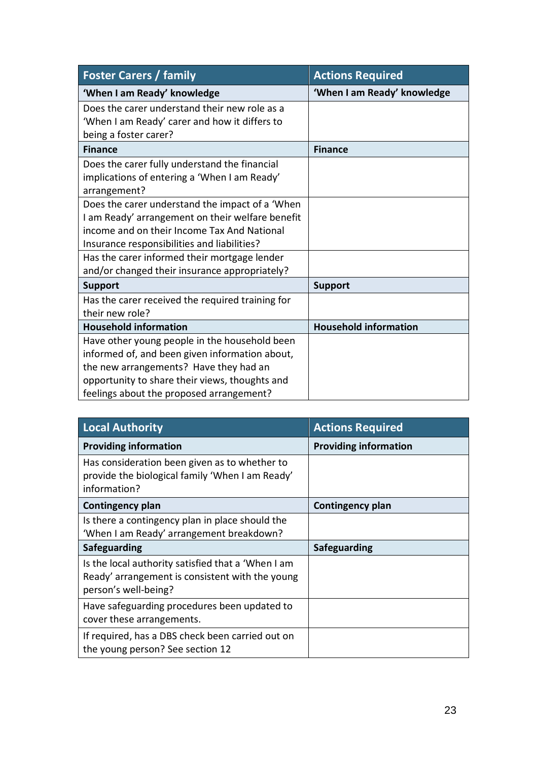| Foster Carers / family | Actions Required |
|---|---|
| **'When I am Ready' knowledge** | **'When I am Ready' knowledge** |
| Does the carer understand their new role as a 'When I am Ready' carer and how it differs to being a foster carer? | |
| **Finance** | **Finance** |
| Does the carer fully understand the financial implications of entering a 'When I am Ready' arrangement? | |
| Does the carer understand the impact of a 'When I am Ready' arrangement on their welfare benefit income and on their Income Tax And National Insurance responsibilities and liabilities? | |
| Has the carer informed their mortgage lender and/or changed their insurance appropriately? | |
| **Support** | **Support** |
| Has the carer received the required training for their new role? | |
| **Household information** | **Household information** |
| Have other young people in the household been informed of, and been given information about, the new arrangements? Have they had an opportunity to share their views, thoughts and feelings about the proposed arrangement? | |

| Local Authority | Actions Required |
|---|---|
| **Providing information** | **Providing information** |
| Has consideration been given as to whether to provide the biological family 'When I am Ready' information? | |
| **Contingency plan** | **Contingency plan** |
| Is there a contingency plan in place should the 'When I am Ready' arrangement breakdown? | |
| **Safeguarding** | **Safeguarding** |
| Is the local authority satisfied that a 'When I am Ready' arrangement is consistent with the young person's well-being? | |
| Have safeguarding procedures been updated to cover these arrangements. | |
| If required, has a DBS check been carried out on the young person? See section 12 | |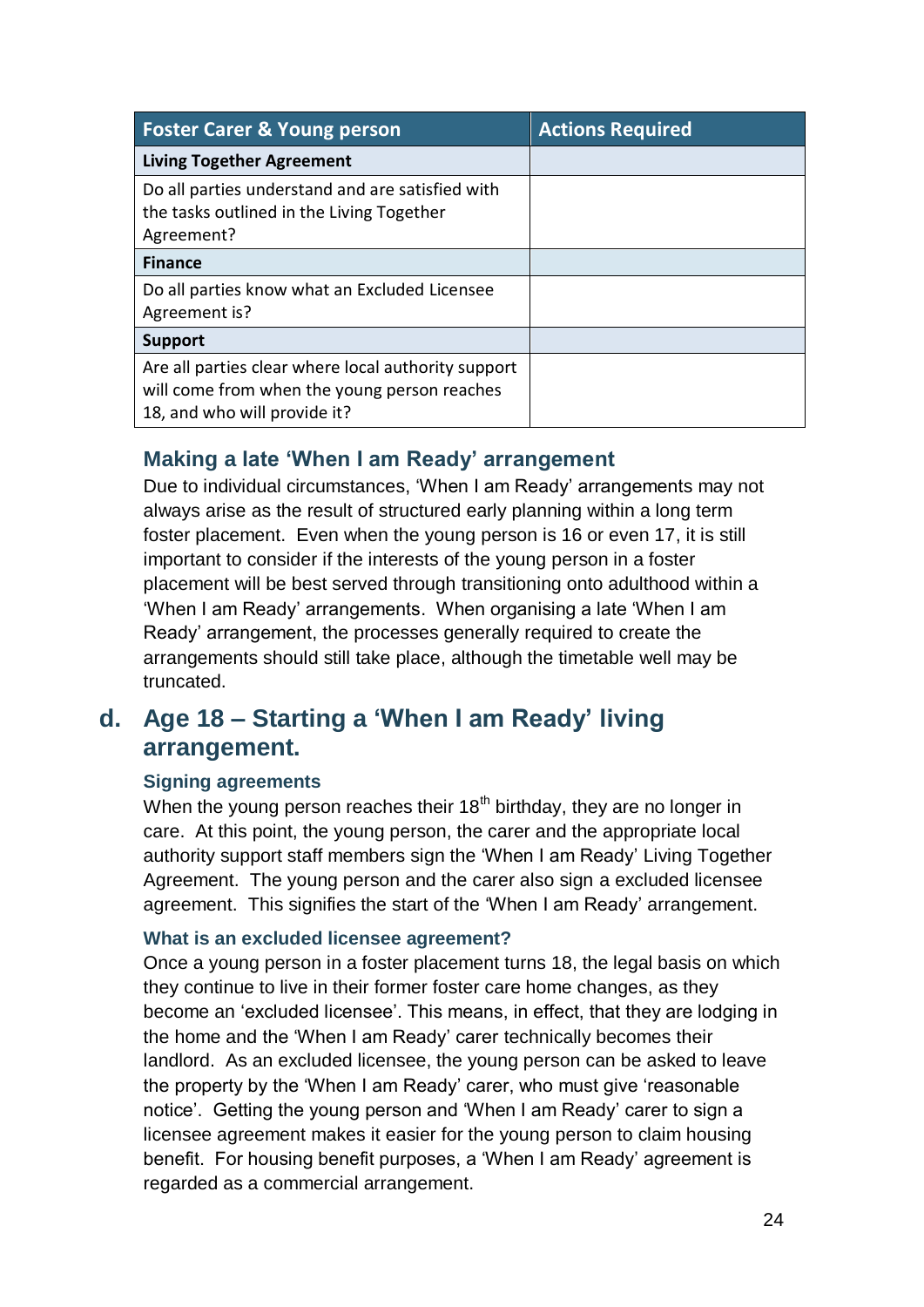| Foster Carer & Young person | Actions Required |
|---|---|
| **Living Together Agreement** | |
| Do all parties understand and are satisfied with the tasks outlined in the Living Together Agreement? | |
| **Finance** | |
| Do all parties know what an Excluded Licensee Agreement is? | |
| **Support** | |
| Are all parties clear where local authority support will come from when the young person reaches 18, and who will provide it? | |

### Making a late 'When I am Ready' arrangement

Due to individual circumstances, 'When I am Ready' arrangements may not always arise as the result of structured early planning within a long term foster placement. Even when the young person is 16 or even 17, it is still important to consider if the interests of the young person in a foster placement will be best served through transitioning onto adulthood within a 'When I am Ready' arrangements. When organising a late 'When I am Ready' arrangement, the processes generally required to create the arrangements should still take place, although the timetable well may be truncated.

## d. Age 18 – Starting a 'When I am Ready' living arrangement.

### Signing agreements

When the young person reaches their 18th birthday, they are no longer in care. At this point, the young person, the carer and the appropriate local authority support staff members sign the 'When I am Ready' Living Together Agreement. The young person and the carer also sign a excluded licensee agreement. This signifies the start of the 'When I am Ready' arrangement.

### What is an excluded licensee agreement?

Once a young person in a foster placement turns 18, the legal basis on which they continue to live in their former foster care home changes, as they become an 'excluded licensee'. This means, in effect, that they are lodging in the home and the 'When I am Ready' carer technically becomes their landlord. As an excluded licensee, the young person can be asked to leave the property by the 'When I am Ready' carer, who must give 'reasonable notice'. Getting the young person and 'When I am Ready' carer to sign a licensee agreement makes it easier for the young person to claim housing benefit. For housing benefit purposes, a 'When I am Ready' agreement is regarded as a commercial arrangement.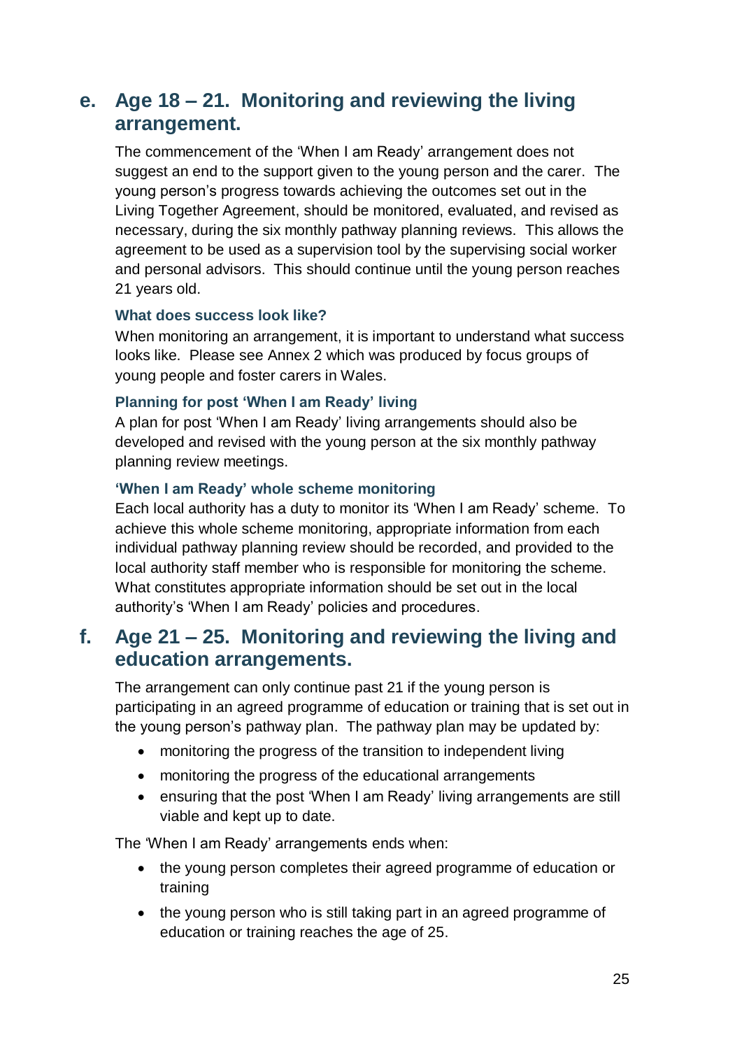## e. Age 18 – 21. Monitoring and reviewing the living arrangement.

The commencement of the 'When I am Ready' arrangement does not suggest an end to the support given to the young person and the carer. The young person's progress towards achieving the outcomes set out in the Living Together Agreement, should be monitored, evaluated, and revised as necessary, during the six monthly pathway planning reviews. This allows the agreement to be used as a supervision tool by the supervising social worker and personal advisors. This should continue until the young person reaches 21 years old.

### What does success look like?

When monitoring an arrangement, it is important to understand what success looks like. Please see Annex 2 which was produced by focus groups of young people and foster carers in Wales.

### Planning for post 'When I am Ready' living

A plan for post 'When I am Ready' living arrangements should also be developed and revised with the young person at the six monthly pathway planning review meetings.

### 'When I am Ready' whole scheme monitoring

Each local authority has a duty to monitor its 'When I am Ready' scheme. To achieve this whole scheme monitoring, appropriate information from each individual pathway planning review should be recorded, and provided to the local authority staff member who is responsible for monitoring the scheme. What constitutes appropriate information should be set out in the local authority's 'When I am Ready' policies and procedures.

## f. Age 21 – 25. Monitoring and reviewing the living and education arrangements.

The arrangement can only continue past 21 if the young person is participating in an agreed programme of education or training that is set out in the young person's pathway plan. The pathway plan may be updated by:

- monitoring the progress of the transition to independent living
- monitoring the progress of the educational arrangements
- ensuring that the post 'When I am Ready' living arrangements are still viable and kept up to date.

The 'When I am Ready' arrangements ends when:

- the young person completes their agreed programme of education or training
- the young person who is still taking part in an agreed programme of education or training reaches the age of 25.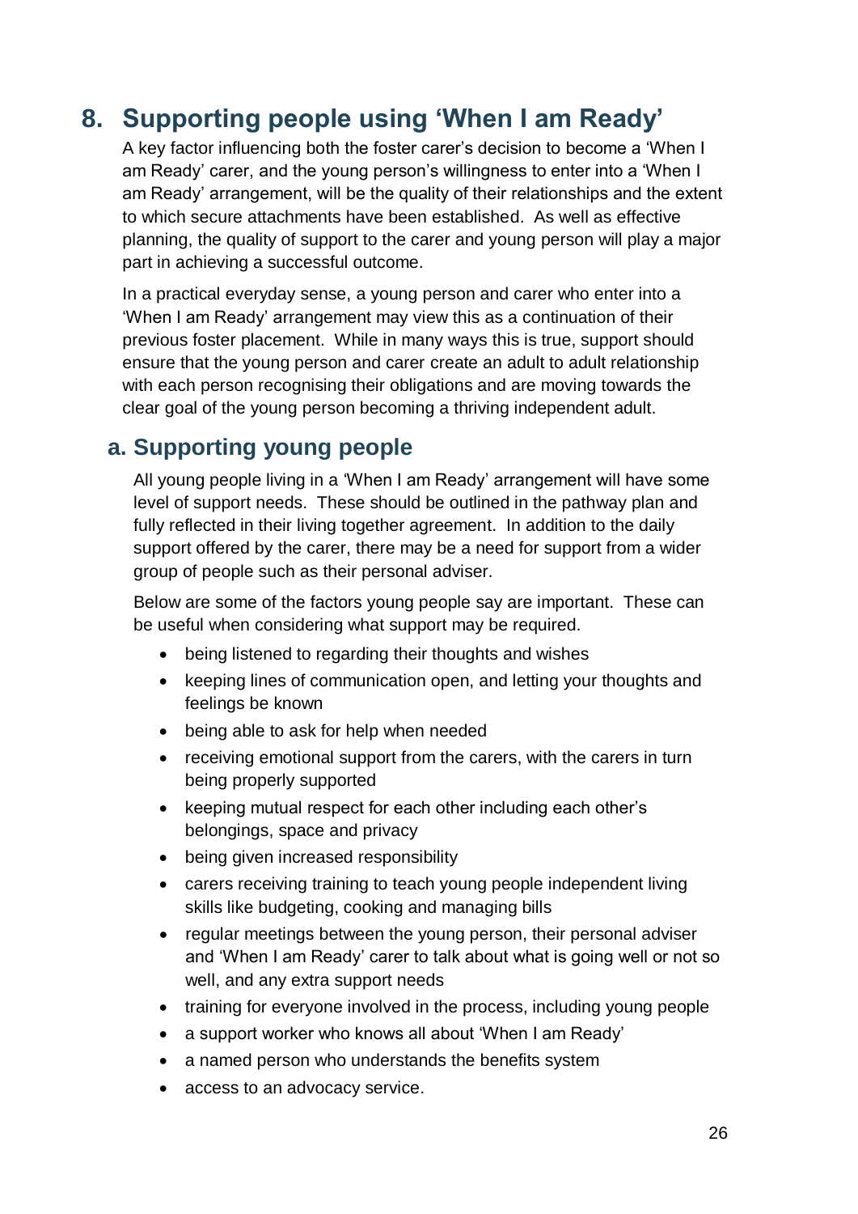# 8. Supporting people using 'When I am Ready'

A key factor influencing both the foster carer's decision to become a 'When I am Ready' carer, and the young person's willingness to enter into a 'When I am Ready' arrangement, will be the quality of their relationships and the extent to which secure attachments have been established. As well as effective planning, the quality of support to the carer and young person will play a major part in achieving a successful outcome.

In a practical everyday sense, a young person and carer who enter into a 'When I am Ready' arrangement may view this as a continuation of their previous foster placement. While in many ways this is true, support should ensure that the young person and carer create an adult to adult relationship with each person recognising their obligations and are moving towards the clear goal of the young person becoming a thriving independent adult.

## a. Supporting young people

All young people living in a 'When I am Ready' arrangement will have some level of support needs. These should be outlined in the pathway plan and fully reflected in their living together agreement. In addition to the daily support offered by the carer, there may be a need for support from a wider group of people such as their personal adviser.

Below are some of the factors young people say are important. These can be useful when considering what support may be required.

- being listened to regarding their thoughts and wishes
- keeping lines of communication open, and letting your thoughts and feelings be known
- being able to ask for help when needed
- receiving emotional support from the carers, with the carers in turn being properly supported
- keeping mutual respect for each other including each other's belongings, space and privacy
- being given increased responsibility
- carers receiving training to teach young people independent living skills like budgeting, cooking and managing bills
- regular meetings between the young person, their personal adviser and 'When I am Ready' carer to talk about what is going well or not so well, and any extra support needs
- training for everyone involved in the process, including young people
- a support worker who knows all about 'When I am Ready'
- a named person who understands the benefits system
- access to an advocacy service.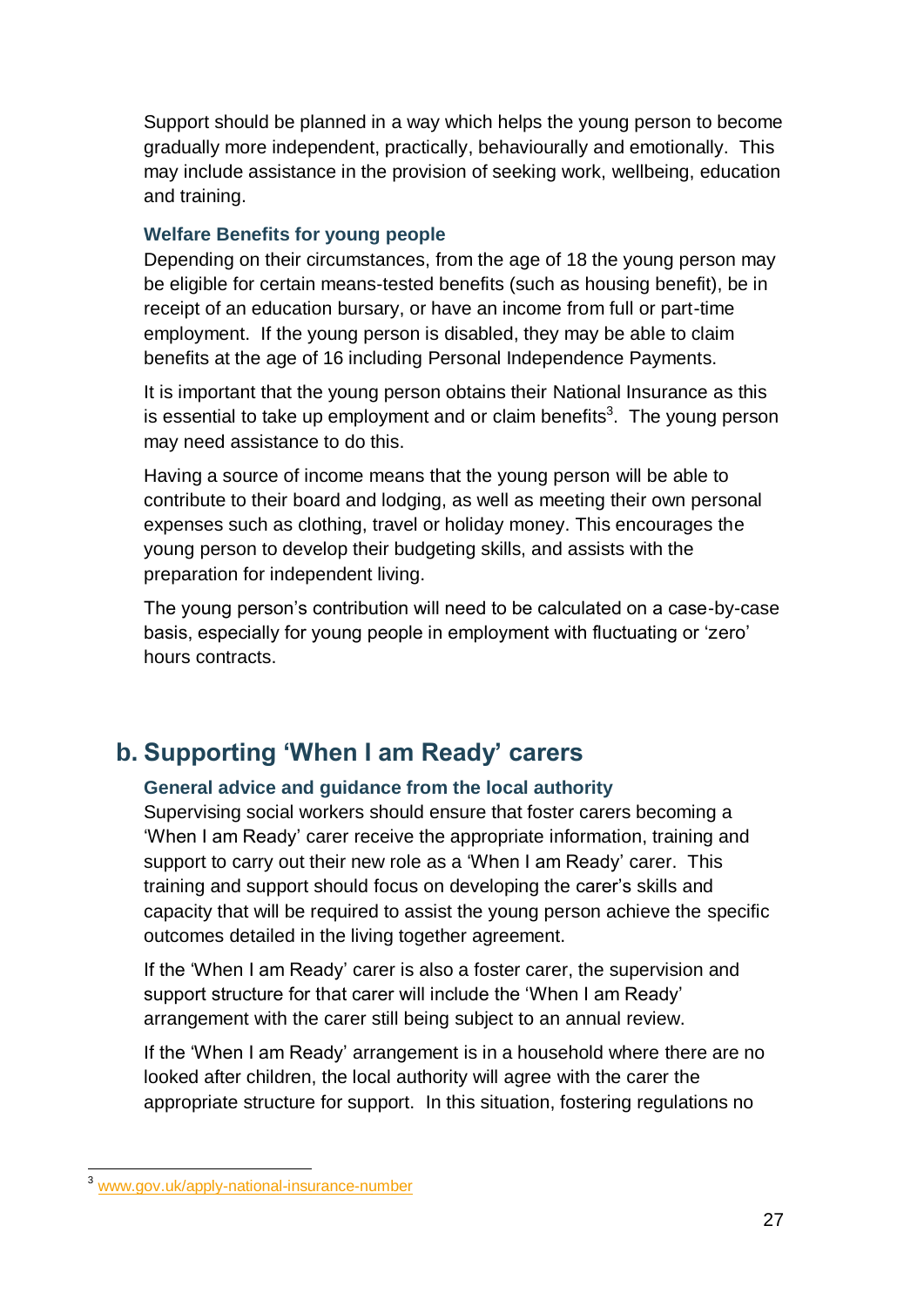Support should be planned in a way which helps the young person to become gradually more independent, practically, behaviourally and emotionally. This may include assistance in the provision of seeking work, wellbeing, education and training.

### Welfare Benefits for young people

Depending on their circumstances, from the age of 18 the young person may be eligible for certain means-tested benefits (such as housing benefit), be in receipt of an education bursary, or have an income from full or part-time employment. If the young person is disabled, they may be able to claim benefits at the age of 16 including Personal Independence Payments.

It is important that the young person obtains their National Insurance as this is essential to take up employment and or claim benefits[3]. The young person may need assistance to do this.

Having a source of income means that the young person will be able to contribute to their board and lodging, as well as meeting their own personal expenses such as clothing, travel or holiday money. This encourages the young person to develop their budgeting skills, and assists with the preparation for independent living.

The young person's contribution will need to be calculated on a case-by-case basis, especially for young people in employment with fluctuating or 'zero' hours contracts.

## b. Supporting 'When I am Ready' carers

### General advice and guidance from the local authority

Supervising social workers should ensure that foster carers becoming a 'When I am Ready' carer receive the appropriate information, training and support to carry out their new role as a 'When I am Ready' carer. This training and support should focus on developing the carer's skills and capacity that will be required to assist the young person achieve the specific outcomes detailed in the living together agreement.

If the 'When I am Ready' carer is also a foster carer, the supervision and support structure for that carer will include the 'When I am Ready' arrangement with the carer still being subject to an annual review.

If the 'When I am Ready' arrangement is in a household where there are no looked after children, the local authority will agree with the carer the appropriate structure for support. In this situation, fostering regulations no

[3] www.gov.uk/apply-national-insurance-number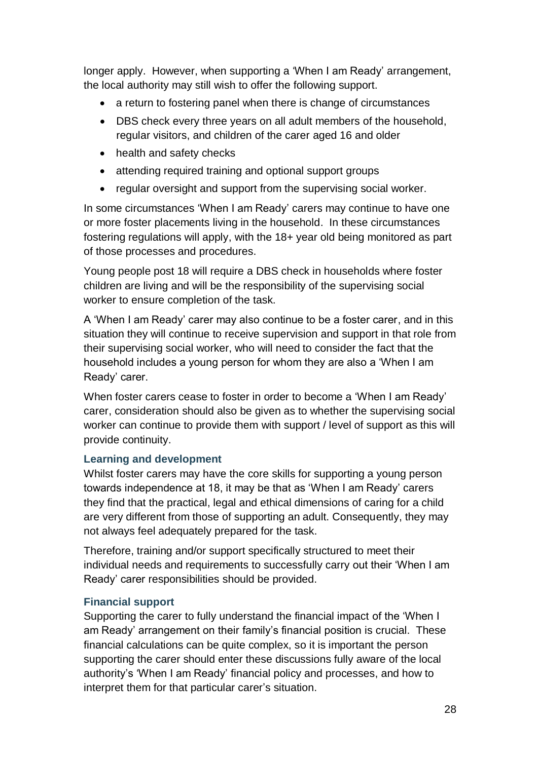longer apply. However, when supporting a 'When I am Ready' arrangement, the local authority may still wish to offer the following support.

- a return to fostering panel when there is change of circumstances
- DBS check every three years on all adult members of the household, regular visitors, and children of the carer aged 16 and older
- health and safety checks
- attending required training and optional support groups
- regular oversight and support from the supervising social worker.

In some circumstances 'When I am Ready' carers may continue to have one or more foster placements living in the household. In these circumstances fostering regulations will apply, with the 18+ year old being monitored as part of those processes and procedures.

Young people post 18 will require a DBS check in households where foster children are living and will be the responsibility of the supervising social worker to ensure completion of the task.

A 'When I am Ready' carer may also continue to be a foster carer, and in this situation they will continue to receive supervision and support in that role from their supervising social worker, who will need to consider the fact that the household includes a young person for whom they are also a 'When I am Ready' carer.

When foster carers cease to foster in order to become a 'When I am Ready' carer, consideration should also be given as to whether the supervising social worker can continue to provide them with support / level of support as this will provide continuity.

### Learning and development

Whilst foster carers may have the core skills for supporting a young person towards independence at 18, it may be that as 'When I am Ready' carers they find that the practical, legal and ethical dimensions of caring for a child are very different from those of supporting an adult. Consequently, they may not always feel adequately prepared for the task.

Therefore, training and/or support specifically structured to meet their individual needs and requirements to successfully carry out their 'When I am Ready' carer responsibilities should be provided.

### Financial support

Supporting the carer to fully understand the financial impact of the 'When I am Ready' arrangement on their family's financial position is crucial. These financial calculations can be quite complex, so it is important the person supporting the carer should enter these discussions fully aware of the local authority's 'When I am Ready' financial policy and processes, and how to interpret them for that particular carer's situation.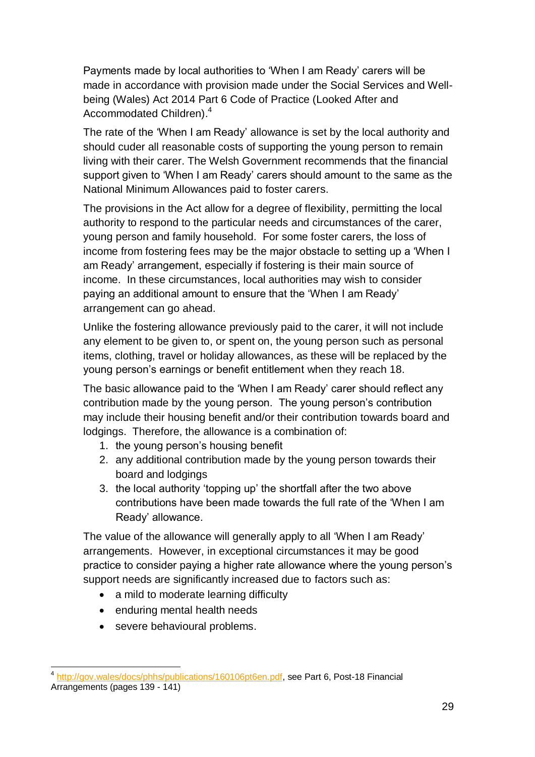Payments made by local authorities to 'When I am Ready' carers will be made in accordance with provision made under the Social Services and Well-being (Wales) Act 2014 Part 6 Code of Practice (Looked After and Accommodated Children).[4]

The rate of the 'When I am Ready' allowance is set by the local authority and should cuder all reasonable costs of supporting the young person to remain living with their carer. The Welsh Government recommends that the financial support given to 'When I am Ready' carers should amount to the same as the National Minimum Allowances paid to foster carers.

The provisions in the Act allow for a degree of flexibility, permitting the local authority to respond to the particular needs and circumstances of the carer, young person and family household. For some foster carers, the loss of income from fostering fees may be the major obstacle to setting up a 'When I am Ready' arrangement, especially if fostering is their main source of income. In these circumstances, local authorities may wish to consider paying an additional amount to ensure that the 'When I am Ready' arrangement can go ahead.

Unlike the fostering allowance previously paid to the carer, it will not include any element to be given to, or spent on, the young person such as personal items, clothing, travel or holiday allowances, as these will be replaced by the young person's earnings or benefit entitlement when they reach 18.

The basic allowance paid to the 'When I am Ready' carer should reflect any contribution made by the young person. The young person's contribution may include their housing benefit and/or their contribution towards board and lodgings. Therefore, the allowance is a combination of:

1. the young person's housing benefit
2. any additional contribution made by the young person towards their board and lodgings
3. the local authority 'topping up' the shortfall after the two above contributions have been made towards the full rate of the 'When I am Ready' allowance.

The value of the allowance will generally apply to all 'When I am Ready' arrangements. However, in exceptional circumstances it may be good practice to consider paying a higher rate allowance where the young person's support needs are significantly increased due to factors such as:

- a mild to moderate learning difficulty
- enduring mental health needs
- severe behavioural problems.

[4] http://gov.wales/docs/phhs/publications/160106pt6en.pdf, see Part 6, Post-18 Financial Arrangements (pages 139 - 141)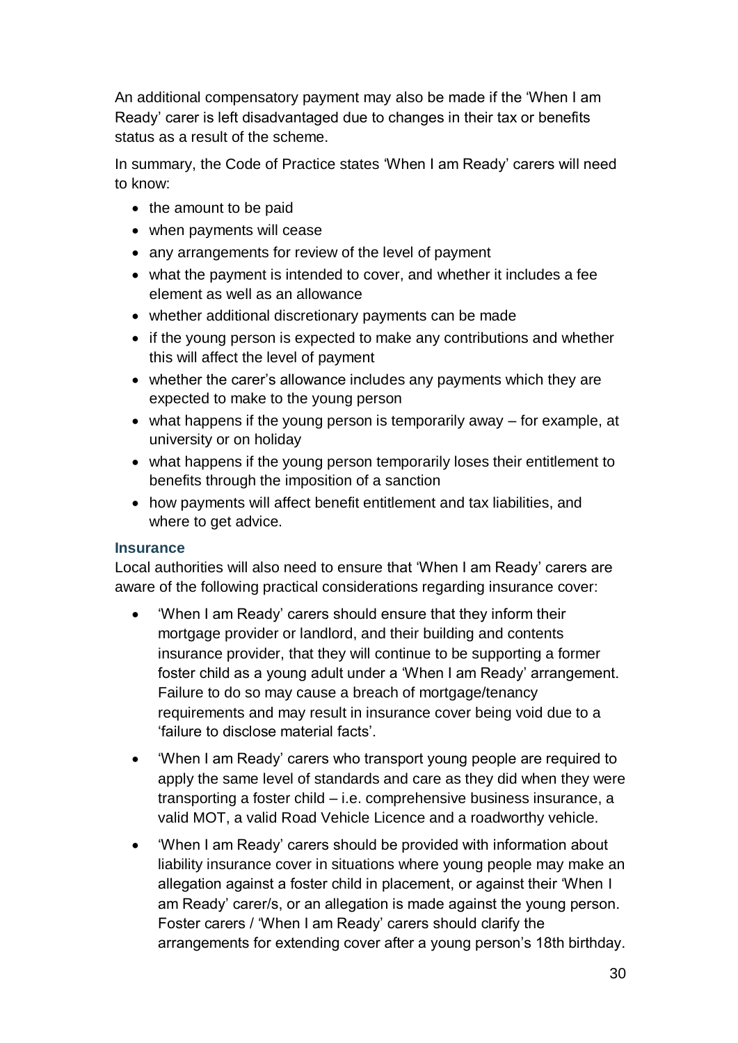An additional compensatory payment may also be made if the 'When I am Ready' carer is left disadvantaged due to changes in their tax or benefits status as a result of the scheme.

In summary, the Code of Practice states 'When I am Ready' carers will need to know:

- the amount to be paid
- when payments will cease
- any arrangements for review of the level of payment
- what the payment is intended to cover, and whether it includes a fee element as well as an allowance
- whether additional discretionary payments can be made
- if the young person is expected to make any contributions and whether this will affect the level of payment
- whether the carer's allowance includes any payments which they are expected to make to the young person
- what happens if the young person is temporarily away – for example, at university or on holiday
- what happens if the young person temporarily loses their entitlement to benefits through the imposition of a sanction
- how payments will affect benefit entitlement and tax liabilities, and where to get advice.

### Insurance

Local authorities will also need to ensure that 'When I am Ready' carers are aware of the following practical considerations regarding insurance cover:

- 'When I am Ready' carers should ensure that they inform their mortgage provider or landlord, and their building and contents insurance provider, that they will continue to be supporting a former foster child as a young adult under a 'When I am Ready' arrangement. Failure to do so may cause a breach of mortgage/tenancy requirements and may result in insurance cover being void due to a 'failure to disclose material facts'.
- 'When I am Ready' carers who transport young people are required to apply the same level of standards and care as they did when they were transporting a foster child – i.e. comprehensive business insurance, a valid MOT, a valid Road Vehicle Licence and a roadworthy vehicle.
- 'When I am Ready' carers should be provided with information about liability insurance cover in situations where young people may make an allegation against a foster child in placement, or against their 'When I am Ready' carer/s, or an allegation is made against the young person. Foster carers / 'When I am Ready' carers should clarify the arrangements for extending cover after a young person's 18th birthday.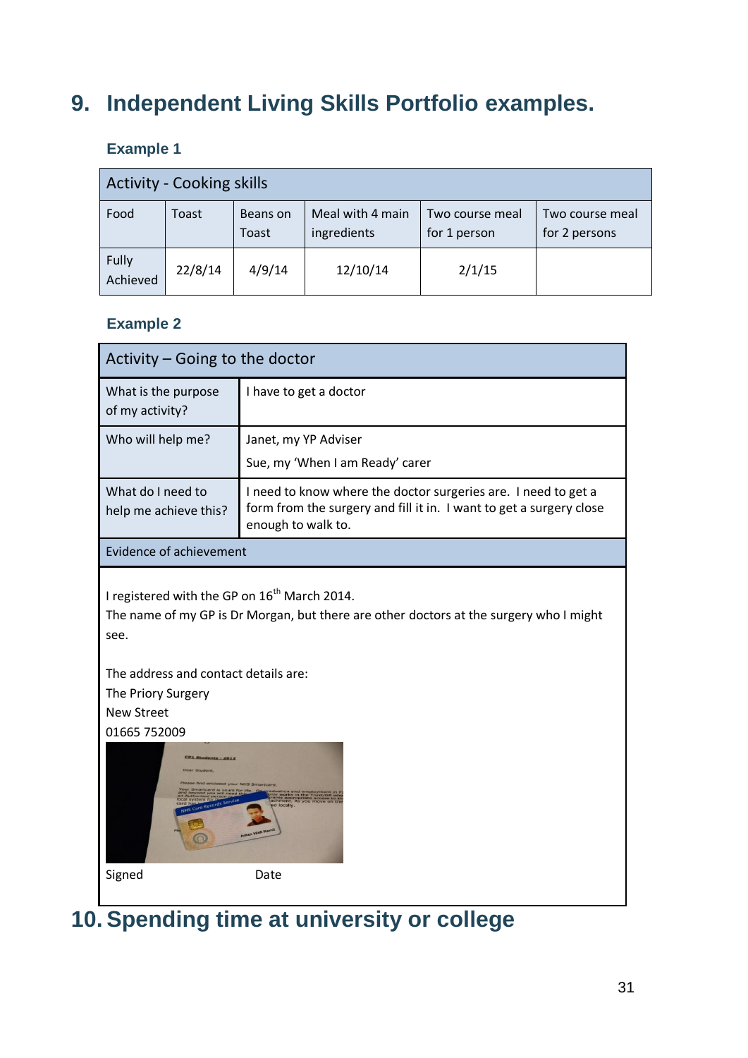# 9. Independent Living Skills Portfolio examples.

### Example 1

| Activity - Cooking skills | | | | | |
|---|---|---|---|---|---|
| Food | Toast | Beans on Toast | Meal with 4 main ingredients | Two course meal for 1 person | Two course meal for 2 persons |
| Fully Achieved | 22/8/14 | 4/9/14 | 12/10/14 | 2/1/15 | |

### Example 2

| Activity – Going to the doctor | |
|---|---|
| What is the purpose of my activity? | I have to get a doctor |
| Who will help me? | Janet, my YP Adviser<br>Sue, my 'When I am Ready' carer |
| What do I need to help me achieve this? | I need to know where the doctor surgeries are. I need to get a form from the surgery and fill it in. I want to get a surgery close enough to walk to. |
| Evidence of achievement | |

I registered with the GP on 16th March 2014.
The name of my GP is Dr Morgan, but there are other doctors at the surgery who I might see.

The address and contact details are:
The Priory Surgery
New Street
01665 752009

Signed Date

# 10. Spending time at university or college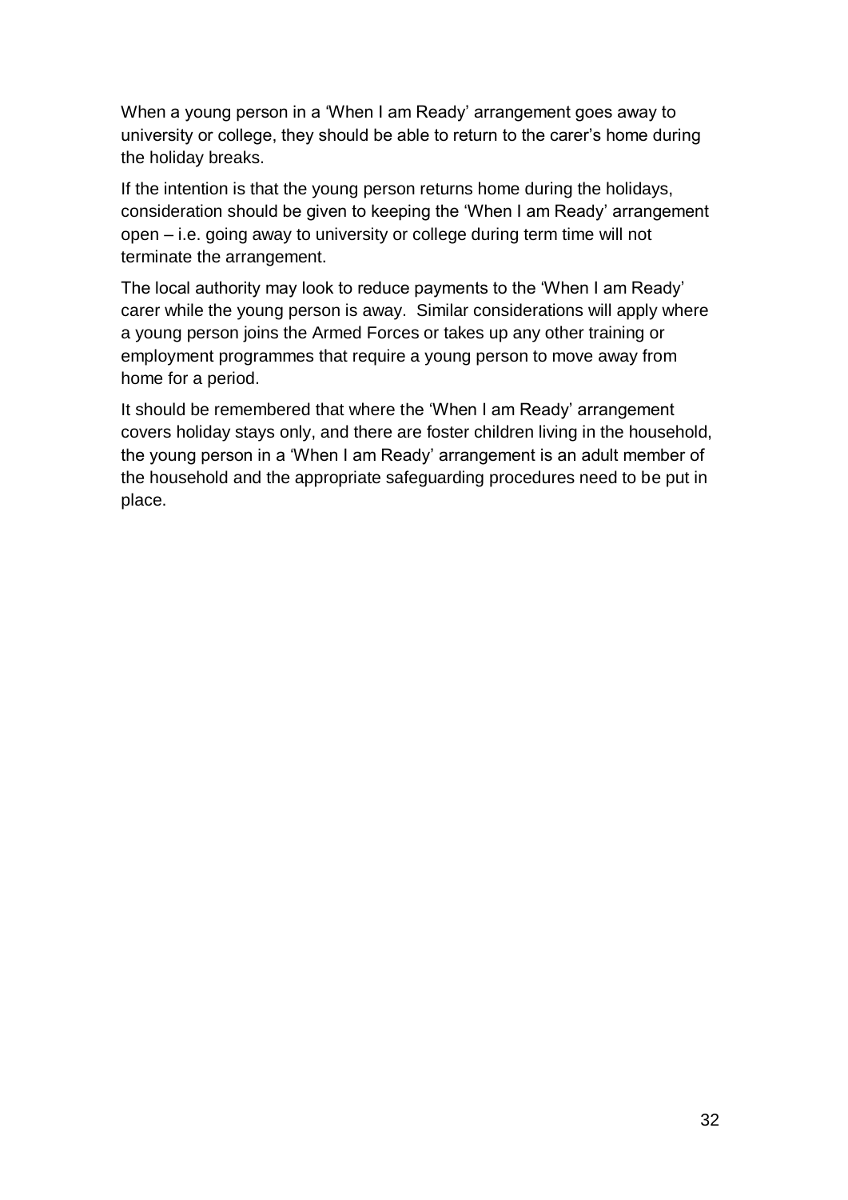When a young person in a 'When I am Ready' arrangement goes away to university or college, they should be able to return to the carer's home during the holiday breaks.

If the intention is that the young person returns home during the holidays, consideration should be given to keeping the 'When I am Ready' arrangement open – i.e. going away to university or college during term time will not terminate the arrangement.

The local authority may look to reduce payments to the 'When I am Ready' carer while the young person is away. Similar considerations will apply where a young person joins the Armed Forces or takes up any other training or employment programmes that require a young person to move away from home for a period.

It should be remembered that where the 'When I am Ready' arrangement covers holiday stays only, and there are foster children living in the household, the young person in a 'When I am Ready' arrangement is an adult member of the household and the appropriate safeguarding procedures need to be put in place.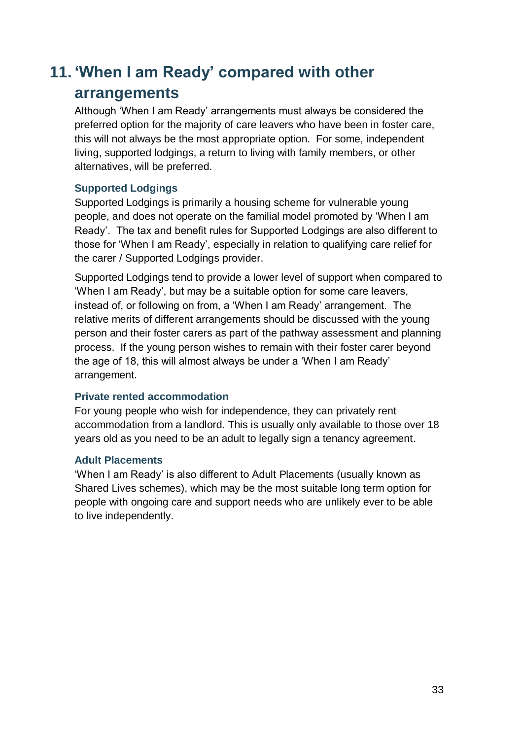# 11. 'When I am Ready' compared with other arrangements

Although 'When I am Ready' arrangements must always be considered the preferred option for the majority of care leavers who have been in foster care, this will not always be the most appropriate option. For some, independent living, supported lodgings, a return to living with family members, or other alternatives, will be preferred.

### Supported Lodgings

Supported Lodgings is primarily a housing scheme for vulnerable young people, and does not operate on the familial model promoted by 'When I am Ready'. The tax and benefit rules for Supported Lodgings are also different to those for 'When I am Ready', especially in relation to qualifying care relief for the carer / Supported Lodgings provider.

Supported Lodgings tend to provide a lower level of support when compared to 'When I am Ready', but may be a suitable option for some care leavers, instead of, or following on from, a 'When I am Ready' arrangement. The relative merits of different arrangements should be discussed with the young person and their foster carers as part of the pathway assessment and planning process. If the young person wishes to remain with their foster carer beyond the age of 18, this will almost always be under a 'When I am Ready' arrangement.

### Private rented accommodation

For young people who wish for independence, they can privately rent accommodation from a landlord. This is usually only available to those over 18 years old as you need to be an adult to legally sign a tenancy agreement.

### Adult Placements

'When I am Ready' is also different to Adult Placements (usually known as Shared Lives schemes), which may be the most suitable long term option for people with ongoing care and support needs who are unlikely ever to be able to live independently.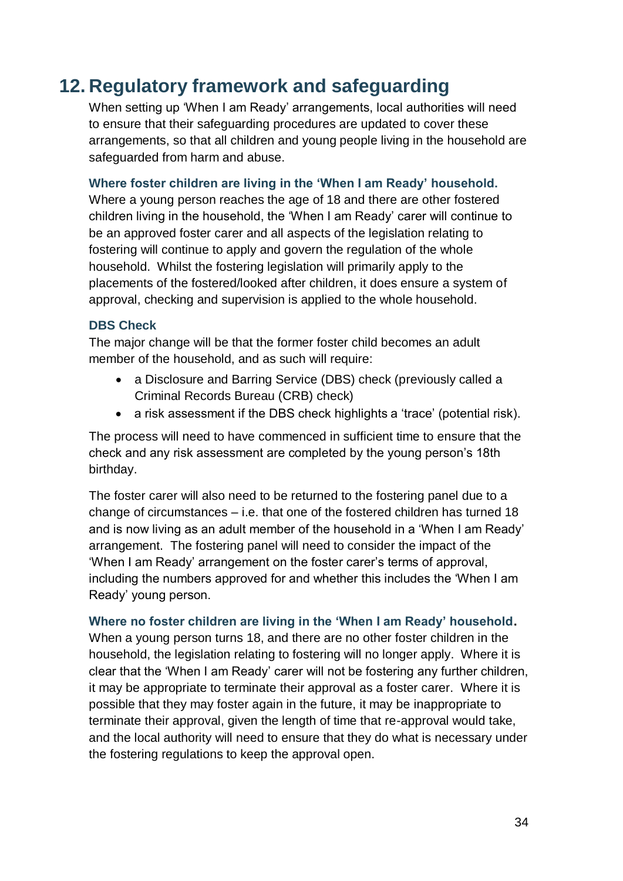# 12. Regulatory framework and safeguarding

When setting up 'When I am Ready' arrangements, local authorities will need to ensure that their safeguarding procedures are updated to cover these arrangements, so that all children and young people living in the household are safeguarded from harm and abuse.

### Where foster children are living in the 'When I am Ready' household.

Where a young person reaches the age of 18 and there are other fostered children living in the household, the 'When I am Ready' carer will continue to be an approved foster carer and all aspects of the legislation relating to fostering will continue to apply and govern the regulation of the whole household. Whilst the fostering legislation will primarily apply to the placements of the fostered/looked after children, it does ensure a system of approval, checking and supervision is applied to the whole household.

### DBS Check

The major change will be that the former foster child becomes an adult member of the household, and as such will require:

- a Disclosure and Barring Service (DBS) check (previously called a Criminal Records Bureau (CRB) check)
- a risk assessment if the DBS check highlights a 'trace' (potential risk).

The process will need to have commenced in sufficient time to ensure that the check and any risk assessment are completed by the young person's 18th birthday.

The foster carer will also need to be returned to the fostering panel due to a change of circumstances – i.e. that one of the fostered children has turned 18 and is now living as an adult member of the household in a 'When I am Ready' arrangement. The fostering panel will need to consider the impact of the 'When I am Ready' arrangement on the foster carer's terms of approval, including the numbers approved for and whether this includes the 'When I am Ready' young person.

### Where no foster children are living in the 'When I am Ready' household.

When a young person turns 18, and there are no other foster children in the household, the legislation relating to fostering will no longer apply. Where it is clear that the 'When I am Ready' carer will not be fostering any further children, it may be appropriate to terminate their approval as a foster carer. Where it is possible that they may foster again in the future, it may be inappropriate to terminate their approval, given the length of time that re-approval would take, and the local authority will need to ensure that they do what is necessary under the fostering regulations to keep the approval open.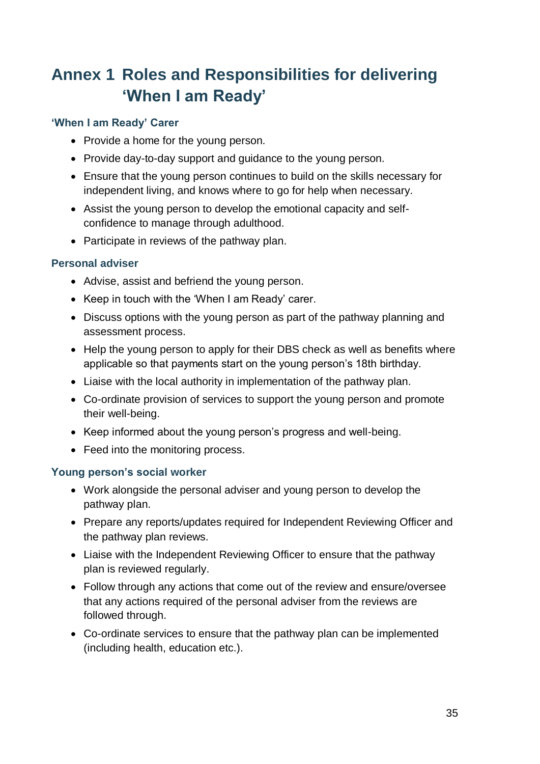# Annex 1 Roles and Responsibilities for delivering 'When I am Ready'

### 'When I am Ready' Carer

- Provide a home for the young person.
- Provide day-to-day support and guidance to the young person.
- Ensure that the young person continues to build on the skills necessary for independent living, and knows where to go for help when necessary.
- Assist the young person to develop the emotional capacity and self-confidence to manage through adulthood.
- Participate in reviews of the pathway plan.

### Personal adviser

- Advise, assist and befriend the young person.
- Keep in touch with the 'When I am Ready' carer.
- Discuss options with the young person as part of the pathway planning and assessment process.
- Help the young person to apply for their DBS check as well as benefits where applicable so that payments start on the young person's 18th birthday.
- Liaise with the local authority in implementation of the pathway plan.
- Co-ordinate provision of services to support the young person and promote their well-being.
- Keep informed about the young person's progress and well-being.
- Feed into the monitoring process.

### Young person's social worker

- Work alongside the personal adviser and young person to develop the pathway plan.
- Prepare any reports/updates required for Independent Reviewing Officer and the pathway plan reviews.
- Liaise with the Independent Reviewing Officer to ensure that the pathway plan is reviewed regularly.
- Follow through any actions that come out of the review and ensure/oversee that any actions required of the personal adviser from the reviews are followed through.
- Co-ordinate services to ensure that the pathway plan can be implemented (including health, education etc.).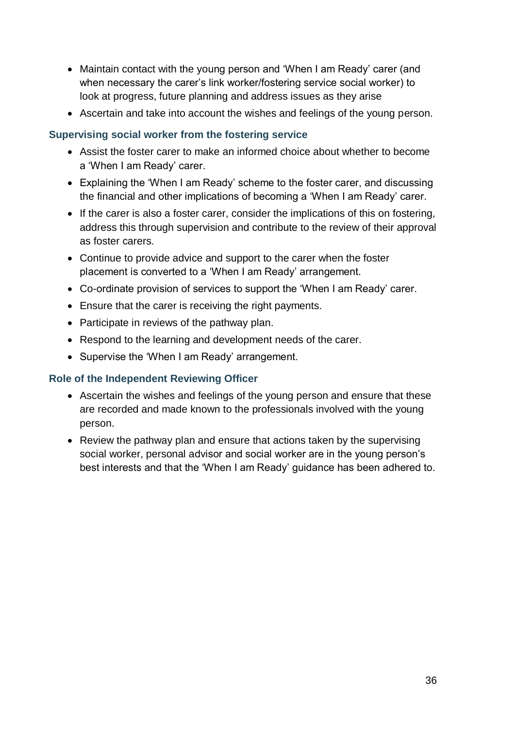- Maintain contact with the young person and 'When I am Ready' carer (and when necessary the carer's link worker/fostering service social worker) to look at progress, future planning and address issues as they arise
- Ascertain and take into account the wishes and feelings of the young person.

### Supervising social worker from the fostering service

- Assist the foster carer to make an informed choice about whether to become a 'When I am Ready' carer.
- Explaining the 'When I am Ready' scheme to the foster carer, and discussing the financial and other implications of becoming a 'When I am Ready' carer.
- If the carer is also a foster carer, consider the implications of this on fostering, address this through supervision and contribute to the review of their approval as foster carers.
- Continue to provide advice and support to the carer when the foster placement is converted to a 'When I am Ready' arrangement.
- Co-ordinate provision of services to support the 'When I am Ready' carer.
- Ensure that the carer is receiving the right payments.
- Participate in reviews of the pathway plan.
- Respond to the learning and development needs of the carer.
- Supervise the 'When I am Ready' arrangement.

### Role of the Independent Reviewing Officer

- Ascertain the wishes and feelings of the young person and ensure that these are recorded and made known to the professionals involved with the young person.
- Review the pathway plan and ensure that actions taken by the supervising social worker, personal advisor and social worker are in the young person's best interests and that the 'When I am Ready' guidance has been adhered to.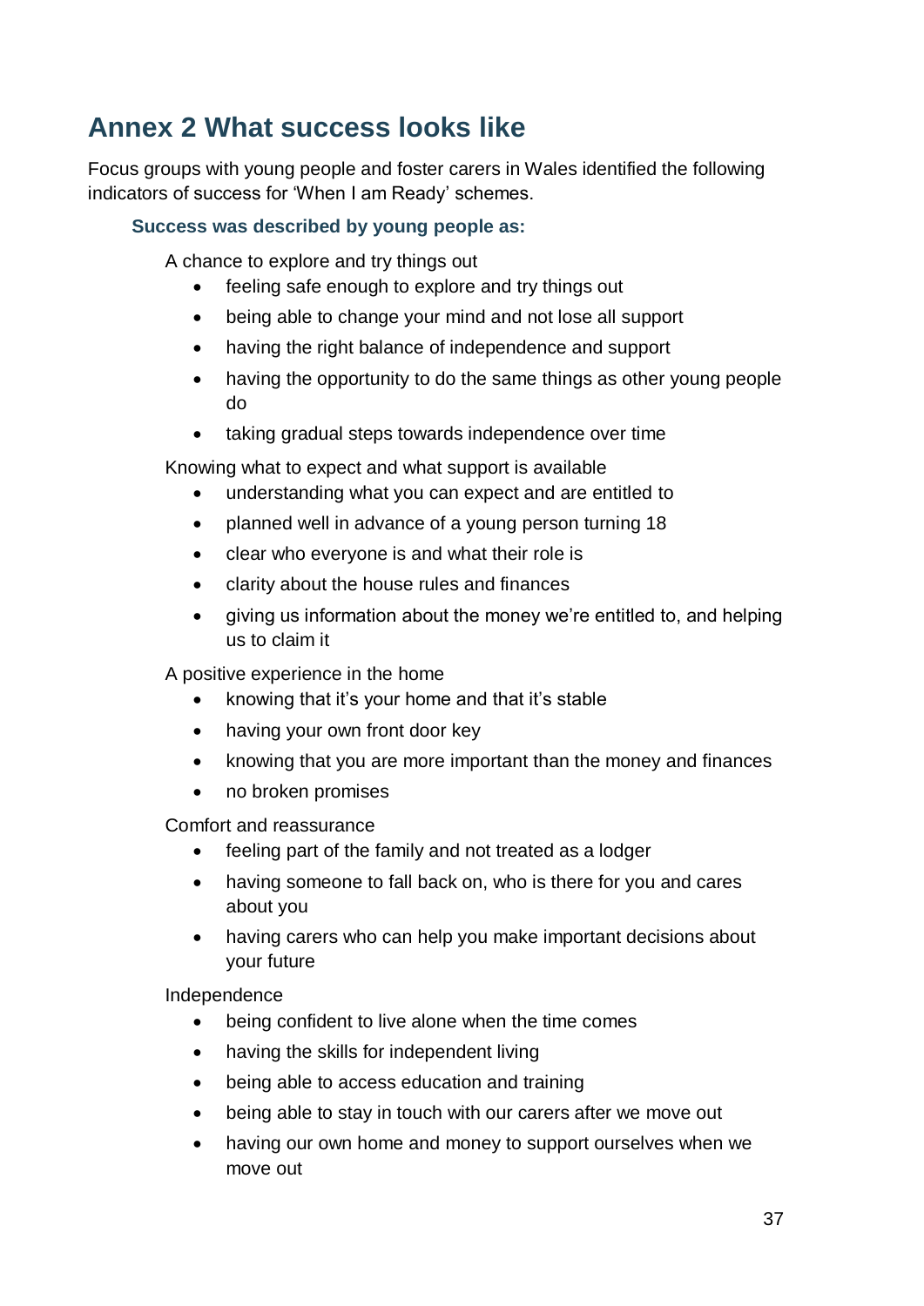## Annex 2 What success looks like

Focus groups with young people and foster carers in Wales identified the following indicators of success for 'When I am Ready' schemes.

### Success was described by young people as:

A chance to explore and try things out

- feeling safe enough to explore and try things out
- being able to change your mind and not lose all support
- having the right balance of independence and support
- having the opportunity to do the same things as other young people do
- taking gradual steps towards independence over time

Knowing what to expect and what support is available

- understanding what you can expect and are entitled to
- planned well in advance of a young person turning 18
- clear who everyone is and what their role is
- clarity about the house rules and finances
- giving us information about the money we're entitled to, and helping us to claim it

A positive experience in the home

- knowing that it's your home and that it's stable
- having your own front door key
- knowing that you are more important than the money and finances
- no broken promises

Comfort and reassurance

- feeling part of the family and not treated as a lodger
- having someone to fall back on, who is there for you and cares about you
- having carers who can help you make important decisions about your future

Independence

- being confident to live alone when the time comes
- having the skills for independent living
- being able to access education and training
- being able to stay in touch with our carers after we move out
- having our own home and money to support ourselves when we move out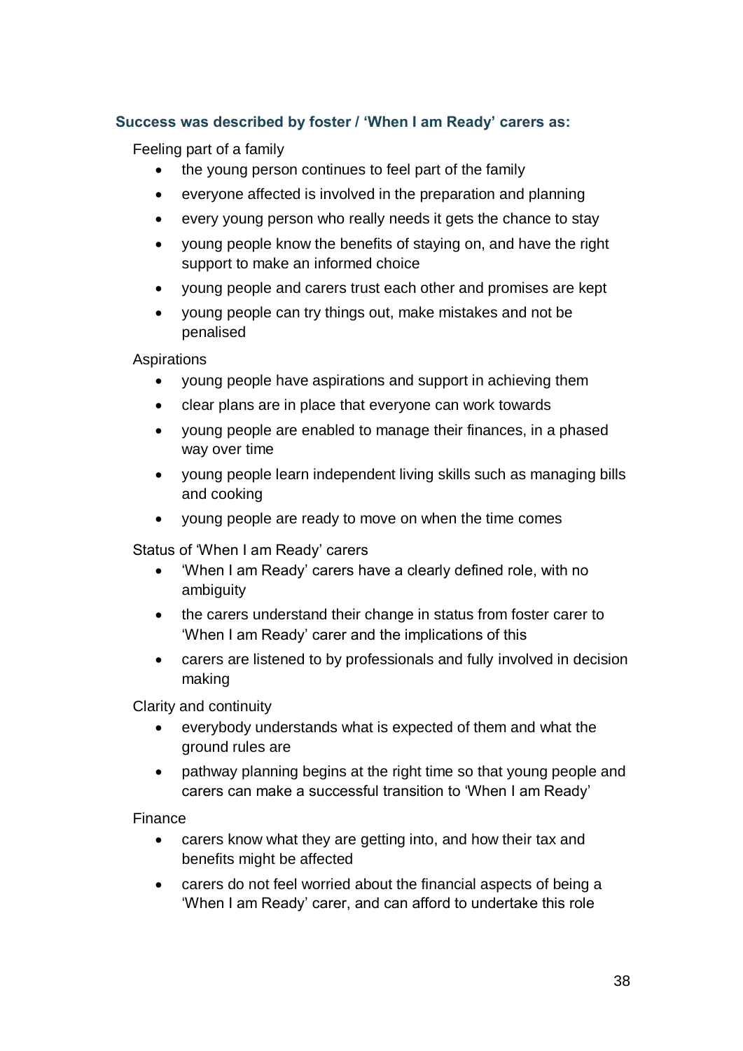### Success was described by foster / 'When I am Ready' carers as:

Feeling part of a family

- the young person continues to feel part of the family
- everyone affected is involved in the preparation and planning
- every young person who really needs it gets the chance to stay
- young people know the benefits of staying on, and have the right support to make an informed choice
- young people and carers trust each other and promises are kept
- young people can try things out, make mistakes and not be penalised

Aspirations

- young people have aspirations and support in achieving them
- clear plans are in place that everyone can work towards
- young people are enabled to manage their finances, in a phased way over time
- young people learn independent living skills such as managing bills and cooking
- young people are ready to move on when the time comes

Status of 'When I am Ready' carers

- 'When I am Ready' carers have a clearly defined role, with no ambiguity
- the carers understand their change in status from foster carer to 'When I am Ready' carer and the implications of this
- carers are listened to by professionals and fully involved in decision making

Clarity and continuity

- everybody understands what is expected of them and what the ground rules are
- pathway planning begins at the right time so that young people and carers can make a successful transition to 'When I am Ready'

Finance

- carers know what they are getting into, and how their tax and benefits might be affected
- carers do not feel worried about the financial aspects of being a 'When I am Ready' carer, and can afford to undertake this role